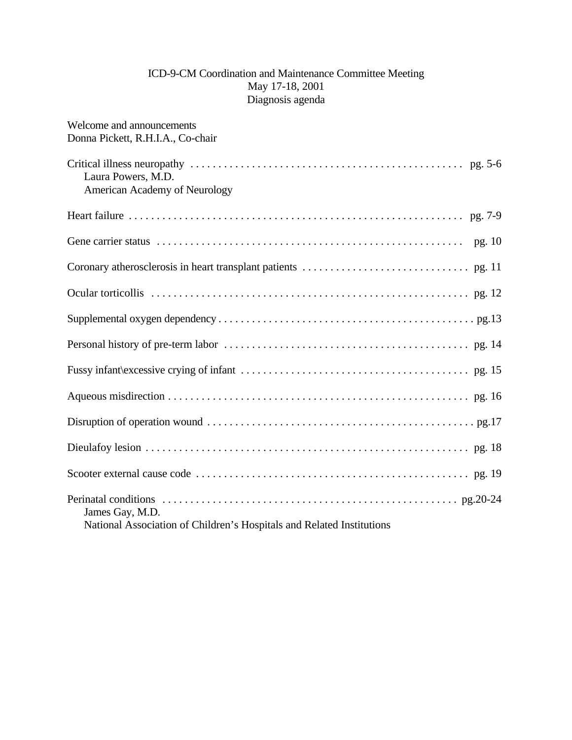# ICD-9-CM Coordination and Maintenance Committee Meeting
## May 17-18, 2001
## Diagnosis agenda

Welcome and announcements
Donna Pickett, R.H.I.A., Co-chair

Critical illness neuropathy . . . . . . . . . . . . . . . . . . . . . . . . . . . . . . . . . . . . . . . . . . . . . . . . . pg. 5-6
Laura Powers, M.D.
American Academy of Neurology

Heart failure . . . . . . . . . . . . . . . . . . . . . . . . . . . . . . . . . . . . . . . . . . . . . . . . . . . . . . . . . . . pg. 7-9

Gene carrier status . . . . . . . . . . . . . . . . . . . . . . . . . . . . . . . . . . . . . . . . . . . . . . . . . . . . . pg. 10

Coronary atherosclerosis in heart transplant patients . . . . . . . . . . . . . . . . . . . . . . . . . . . . . . pg. 11

Ocular torticollis . . . . . . . . . . . . . . . . . . . . . . . . . . . . . . . . . . . . . . . . . . . . . . . . . . . . . . . . pg. 12

Supplemental oxygen dependency . . . . . . . . . . . . . . . . . . . . . . . . . . . . . . . . . . . . . . . . . . . . . pg.13

Personal history of pre-term labor . . . . . . . . . . . . . . . . . . . . . . . . . . . . . . . . . . . . . . . . . . . . pg. 14

Fussy infant\excessive crying of infant . . . . . . . . . . . . . . . . . . . . . . . . . . . . . . . . . . . . . . . . pg. 15

Aqueous misdirection . . . . . . . . . . . . . . . . . . . . . . . . . . . . . . . . . . . . . . . . . . . . . . . . . . . . . pg. 16

Disruption of operation wound . . . . . . . . . . . . . . . . . . . . . . . . . . . . . . . . . . . . . . . . . . . . . . . pg.17

Dieulafoy lesion . . . . . . . . . . . . . . . . . . . . . . . . . . . . . . . . . . . . . . . . . . . . . . . . . . . . . . . . . pg. 18

Scooter external cause code . . . . . . . . . . . . . . . . . . . . . . . . . . . . . . . . . . . . . . . . . . . . . . . . pg. 19

Perinatal conditions . . . . . . . . . . . . . . . . . . . . . . . . . . . . . . . . . . . . . . . . . . . . . . . . . . . . . pg.20-24
James Gay, M.D.
National Association of Children's Hospitals and Related Institutions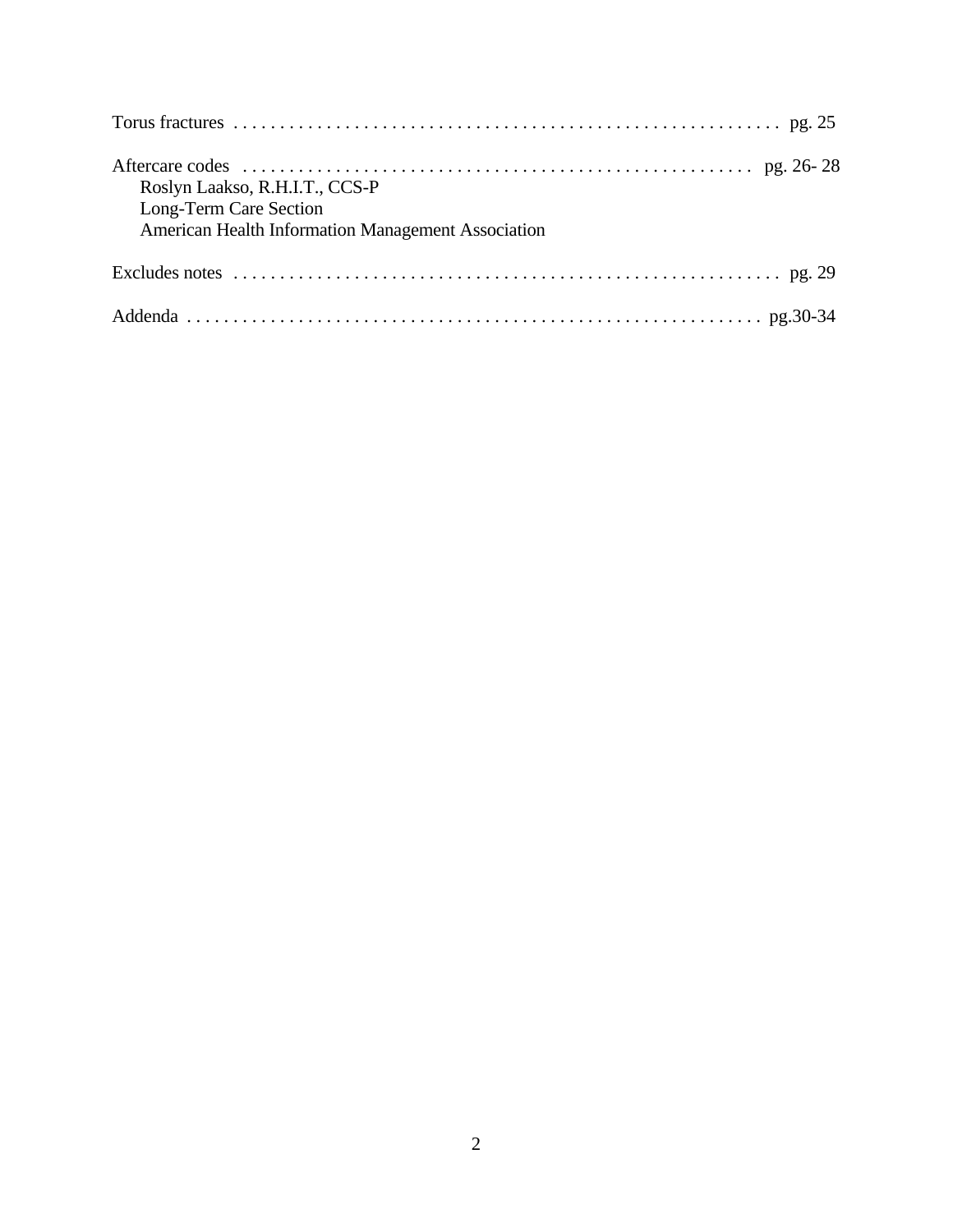Torus fractures . . . . . . . . . . . . . . . . . . . . . . . . . . . . . . . . . . . . . . . . . . . . . . . . . . . . . . . . . . . . pg. 25

Aftercare codes . . . . . . . . . . . . . . . . . . . . . . . . . . . . . . . . . . . . . . . . . . . . . . . . . . . . . . . pg. 26- 28
Roslyn Laakso, R.H.I.T., CCS-P
Long-Term Care Section
American Health Information Management Association

Excludes notes . . . . . . . . . . . . . . . . . . . . . . . . . . . . . . . . . . . . . . . . . . . . . . . . . . . . . . . . . . . . pg. 29

Addenda . . . . . . . . . . . . . . . . . . . . . . . . . . . . . . . . . . . . . . . . . . . . . . . . . . . . . . . . . . . . . . pg.30-34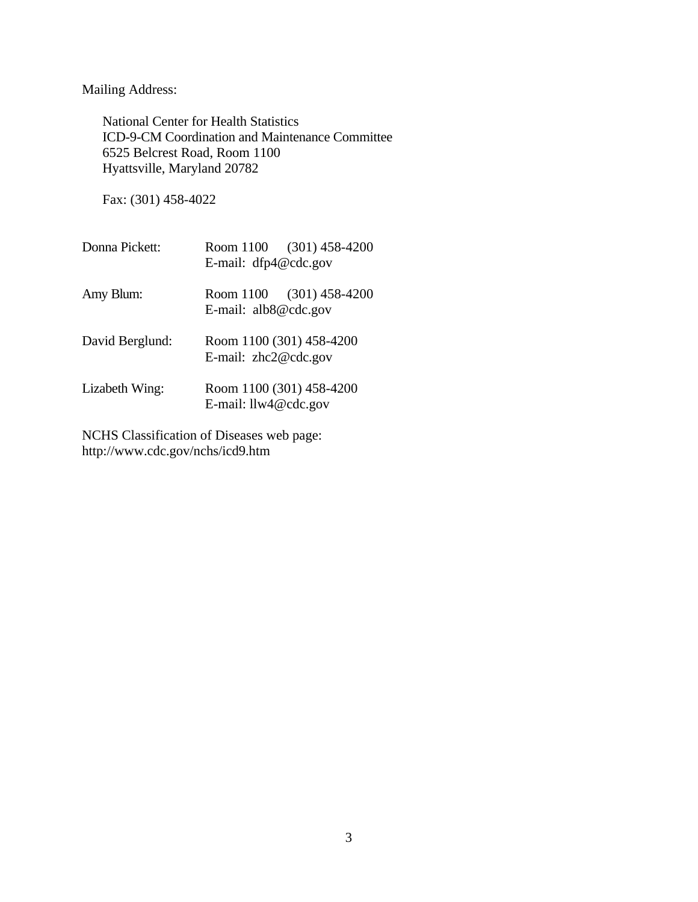Mailing Address:

National Center for Health Statistics
ICD-9-CM Coordination and Maintenance Committee
6525 Belcrest Road, Room 1100
Hyattsville, Maryland 20782

Fax: (301) 458-4022

| | |
|---|---|
| Donna Pickett: | Room 1100 (301) 458-4200<br>E-mail: dfp4@cdc.gov |
| Amy Blum: | Room 1100 (301) 458-4200<br>E-mail: alb8@cdc.gov |
| David Berglund: | Room 1100 (301) 458-4200<br>E-mail: zhc2@cdc.gov |
| Lizabeth Wing: | Room 1100 (301) 458-4200<br>E-mail: llw4@cdc.gov |

NCHS Classification of Diseases web page:
http://www.cdc.gov/nchs/icd9.htm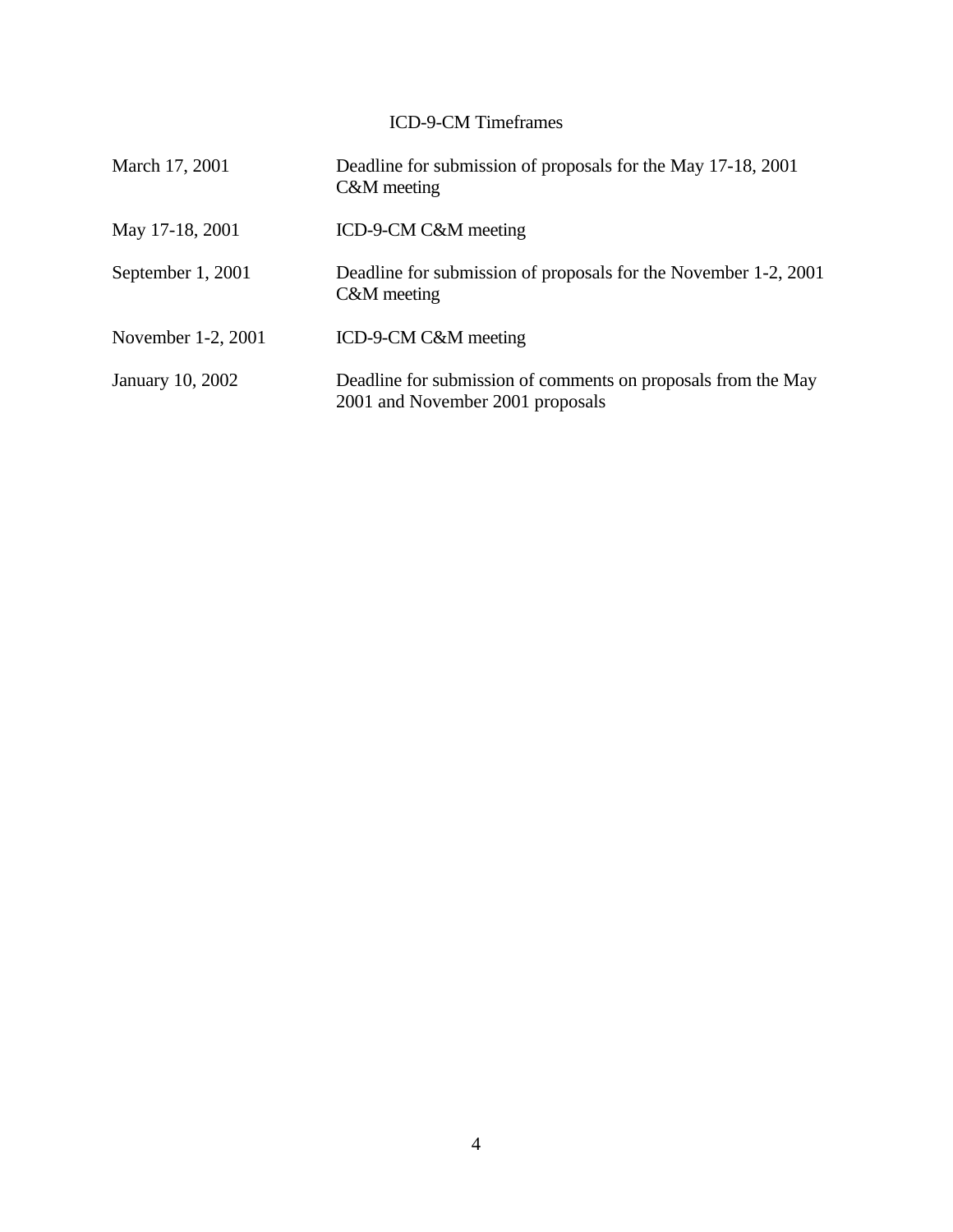# ICD-9-CM Timeframes

| | |
|---|---|
| March 17, 2001 | Deadline for submission of proposals for the May 17-18, 2001 C&M meeting |
| May 17-18, 2001 | ICD-9-CM C&M meeting |
| September 1, 2001 | Deadline for submission of proposals for the November 1-2, 2001 C&M meeting |
| November 1-2, 2001 | ICD-9-CM C&M meeting |
| January 10, 2002 | Deadline for submission of comments on proposals from the May 2001 and November 2001 proposals |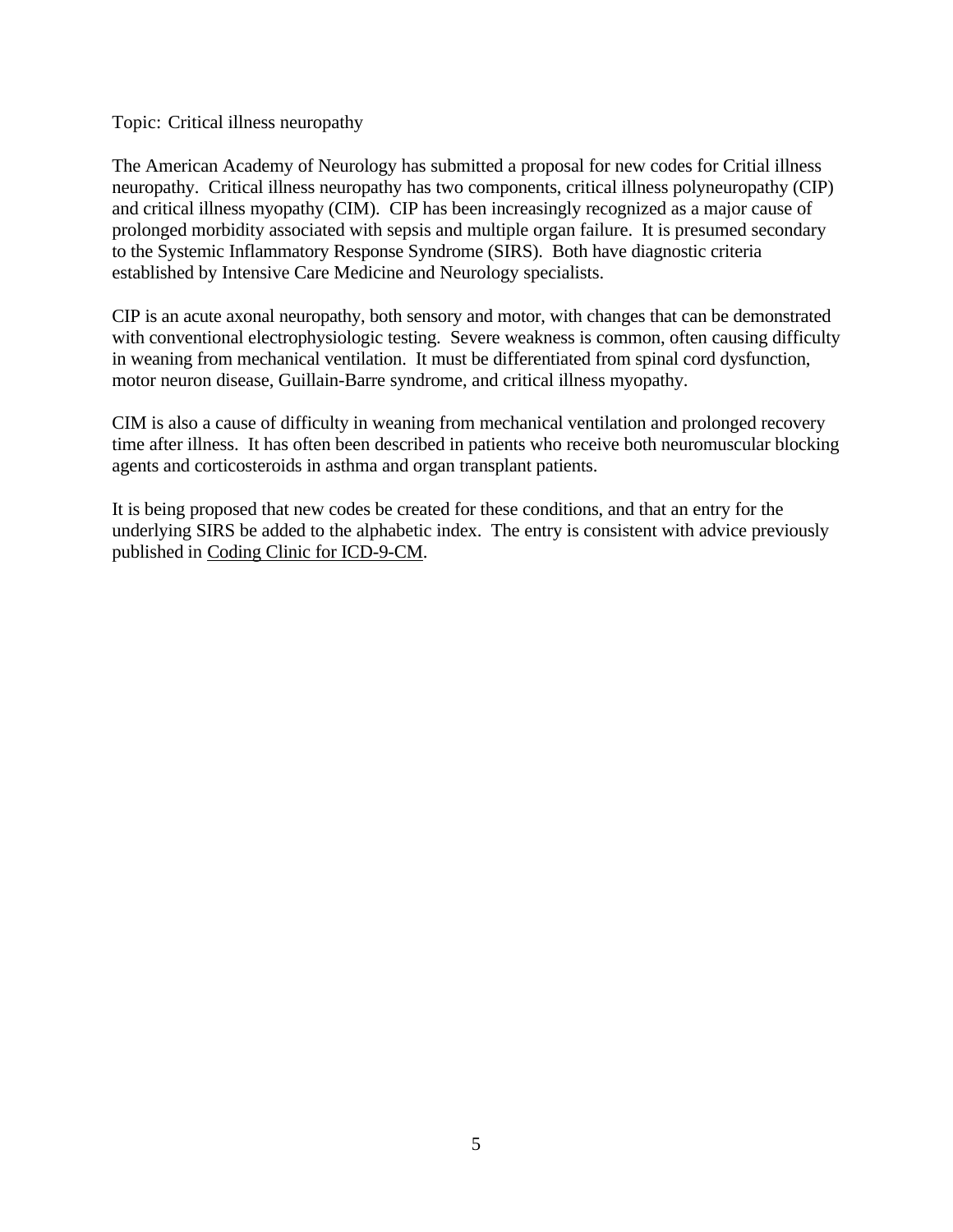Topic: Critical illness neuropathy

The American Academy of Neurology has submitted a proposal for new codes for Critial illness neuropathy. Critical illness neuropathy has two components, critical illness polyneuropathy (CIP) and critical illness myopathy (CIM). CIP has been increasingly recognized as a major cause of prolonged morbidity associated with sepsis and multiple organ failure. It is presumed secondary to the Systemic Inflammatory Response Syndrome (SIRS). Both have diagnostic criteria established by Intensive Care Medicine and Neurology specialists.

CIP is an acute axonal neuropathy, both sensory and motor, with changes that can be demonstrated with conventional electrophysiologic testing. Severe weakness is common, often causing difficulty in weaning from mechanical ventilation. It must be differentiated from spinal cord dysfunction, motor neuron disease, Guillain-Barre syndrome, and critical illness myopathy.

CIM is also a cause of difficulty in weaning from mechanical ventilation and prolonged recovery time after illness. It has often been described in patients who receive both neuromuscular blocking agents and corticosteroids in asthma and organ transplant patients.

It is being proposed that new codes be created for these conditions, and that an entry for the underlying SIRS be added to the alphabetic index. The entry is consistent with advice previously published in Coding Clinic for ICD-9-CM.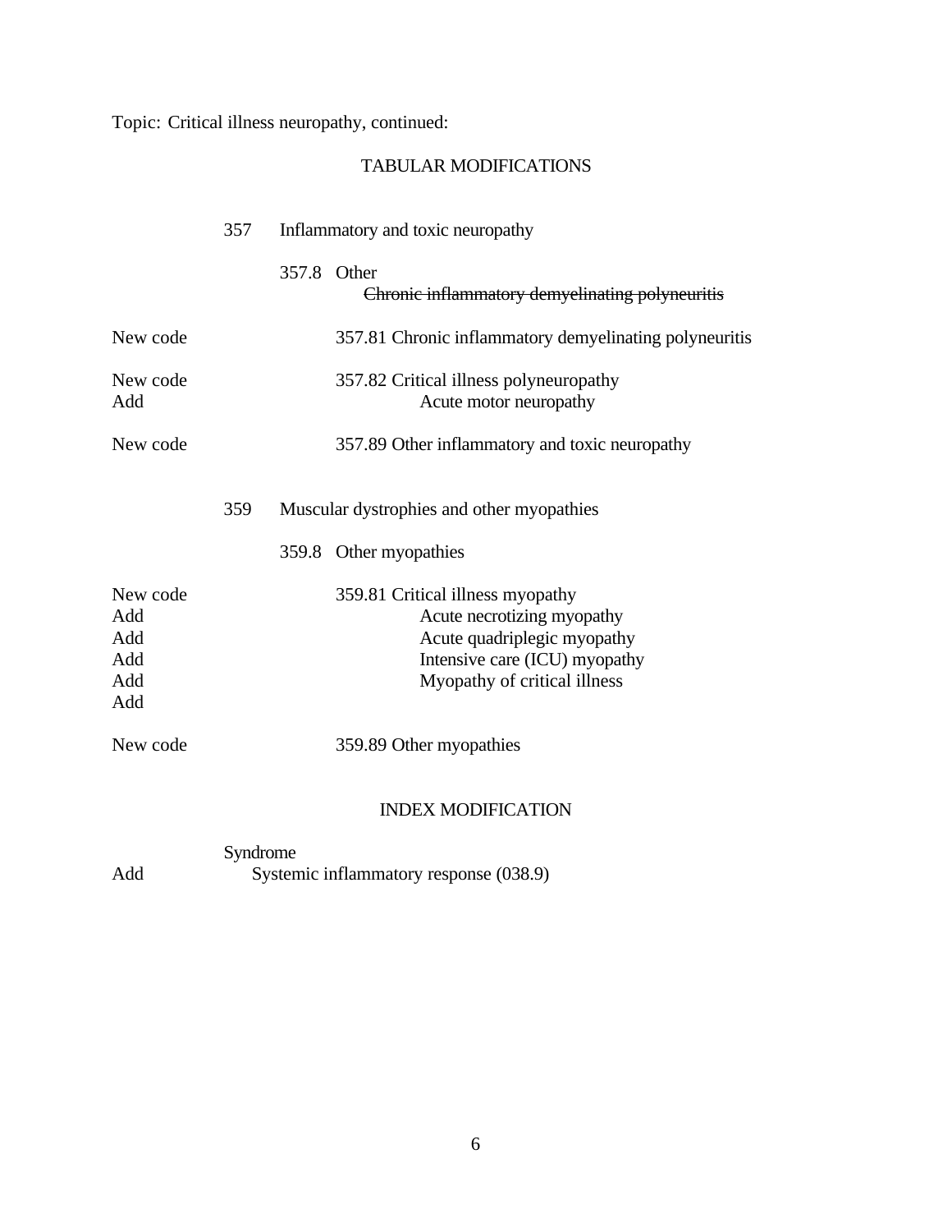Topic: Critical illness neuropathy, continued:

## TABULAR MODIFICATIONS

| | | |
|---|---|---|
| | 357 | Inflammatory and toxic neuropathy |
| | 357.8 | Other |
| | | ~~Chronic inflammatory demyelinating polyneuritis~~ |
| New code | 357.81 | Chronic inflammatory demyelinating polyneuritis |
| New code | 357.82 | Critical illness polyneuropathy |
| Add | | Acute motor neuropathy |
| New code | 357.89 | Other inflammatory and toxic neuropathy |
| | 359 | Muscular dystrophies and other myopathies |
| | 359.8 | Other myopathies |
| New code | 359.81 | Critical illness myopathy |
| Add | | Acute necrotizing myopathy |
| Add | | Acute quadriplegic myopathy |
| Add | | Intensive care (ICU) myopathy |
| Add | | Myopathy of critical illness |
| Add | | |
| New code | 359.89 | Other myopathies |

## INDEX MODIFICATION

| | |
|---|---|
| | Syndrome |
| Add | Systemic inflammatory response (038.9) |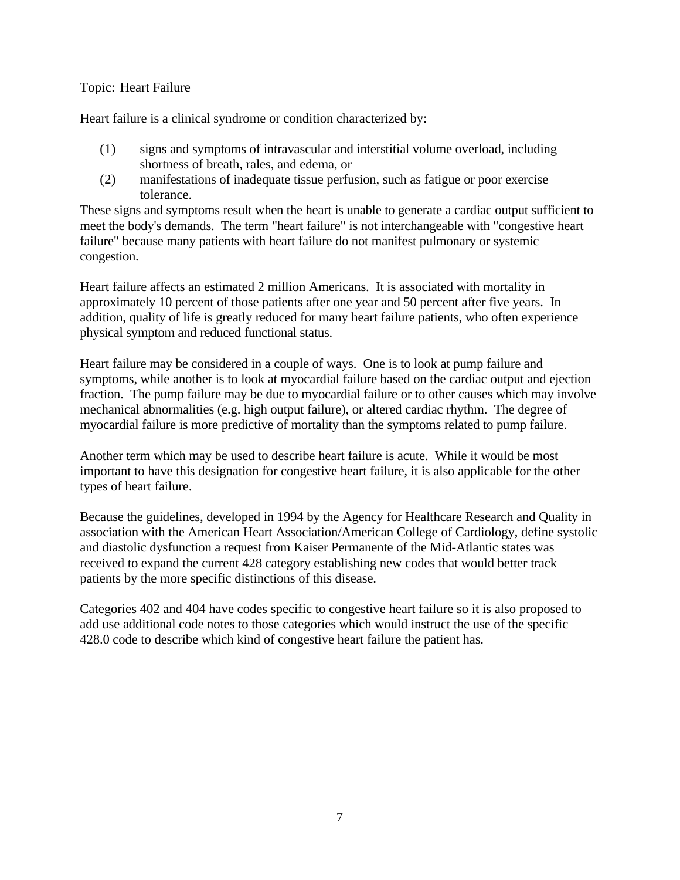Topic: Heart Failure

Heart failure is a clinical syndrome or condition characterized by:

(1) signs and symptoms of intravascular and interstitial volume overload, including shortness of breath, rales, and edema, or
(2) manifestations of inadequate tissue perfusion, such as fatigue or poor exercise tolerance.

These signs and symptoms result when the heart is unable to generate a cardiac output sufficient to meet the body's demands. The term "heart failure" is not interchangeable with "congestive heart failure" because many patients with heart failure do not manifest pulmonary or systemic congestion.

Heart failure affects an estimated 2 million Americans. It is associated with mortality in approximately 10 percent of those patients after one year and 50 percent after five years. In addition, quality of life is greatly reduced for many heart failure patients, who often experience physical symptom and reduced functional status.

Heart failure may be considered in a couple of ways. One is to look at pump failure and symptoms, while another is to look at myocardial failure based on the cardiac output and ejection fraction. The pump failure may be due to myocardial failure or to other causes which may involve mechanical abnormalities (e.g. high output failure), or altered cardiac rhythm. The degree of myocardial failure is more predictive of mortality than the symptoms related to pump failure.

Another term which may be used to describe heart failure is acute. While it would be most important to have this designation for congestive heart failure, it is also applicable for the other types of heart failure.

Because the guidelines, developed in 1994 by the Agency for Healthcare Research and Quality in association with the American Heart Association/American College of Cardiology, define systolic and diastolic dysfunction a request from Kaiser Permanente of the Mid-Atlantic states was received to expand the current 428 category establishing new codes that would better track patients by the more specific distinctions of this disease.

Categories 402 and 404 have codes specific to congestive heart failure so it is also proposed to add use additional code notes to those categories which would instruct the use of the specific 428.0 code to describe which kind of congestive heart failure the patient has.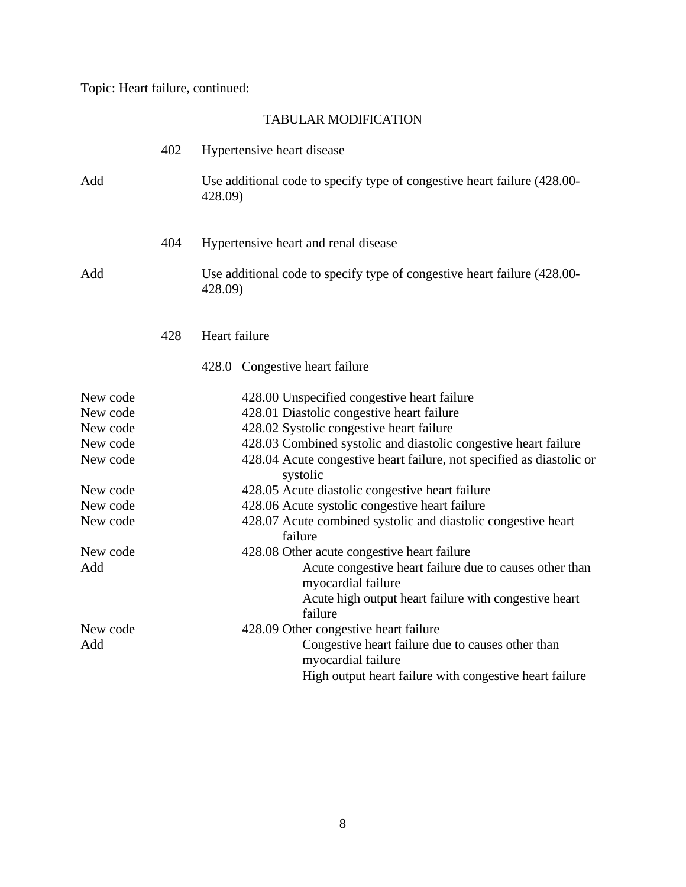Topic: Heart failure, continued:

## TABULAR MODIFICATION

| | | |
|---|---|---|
| | 402 | Hypertensive heart disease |
| Add | | Use additional code to specify type of congestive heart failure (428.00-428.09) |
| | 404 | Hypertensive heart and renal disease |
| Add | | Use additional code to specify type of congestive heart failure (428.00-428.09) |
| | 428 | Heart failure |
| | | 428.0 Congestive heart failure |
| New code | | 428.00 Unspecified congestive heart failure |
| New code | | 428.01 Diastolic congestive heart failure |
| New code | | 428.02 Systolic congestive heart failure |
| New code | | 428.03 Combined systolic and diastolic congestive heart failure |
| New code | | 428.04 Acute congestive heart failure, not specified as diastolic or systolic |
| New code | | 428.05 Acute diastolic congestive heart failure |
| New code | | 428.06 Acute systolic congestive heart failure |
| New code | | 428.07 Acute combined systolic and diastolic congestive heart failure |
| New code | | 428.08 Other acute congestive heart failure |
| Add | | Acute congestive heart failure due to causes other than myocardial failure<br>Acute high output heart failure with congestive heart failure |
| New code | | 428.09 Other congestive heart failure |
| Add | | Congestive heart failure due to causes other than myocardial failure<br>High output heart failure with congestive heart failure |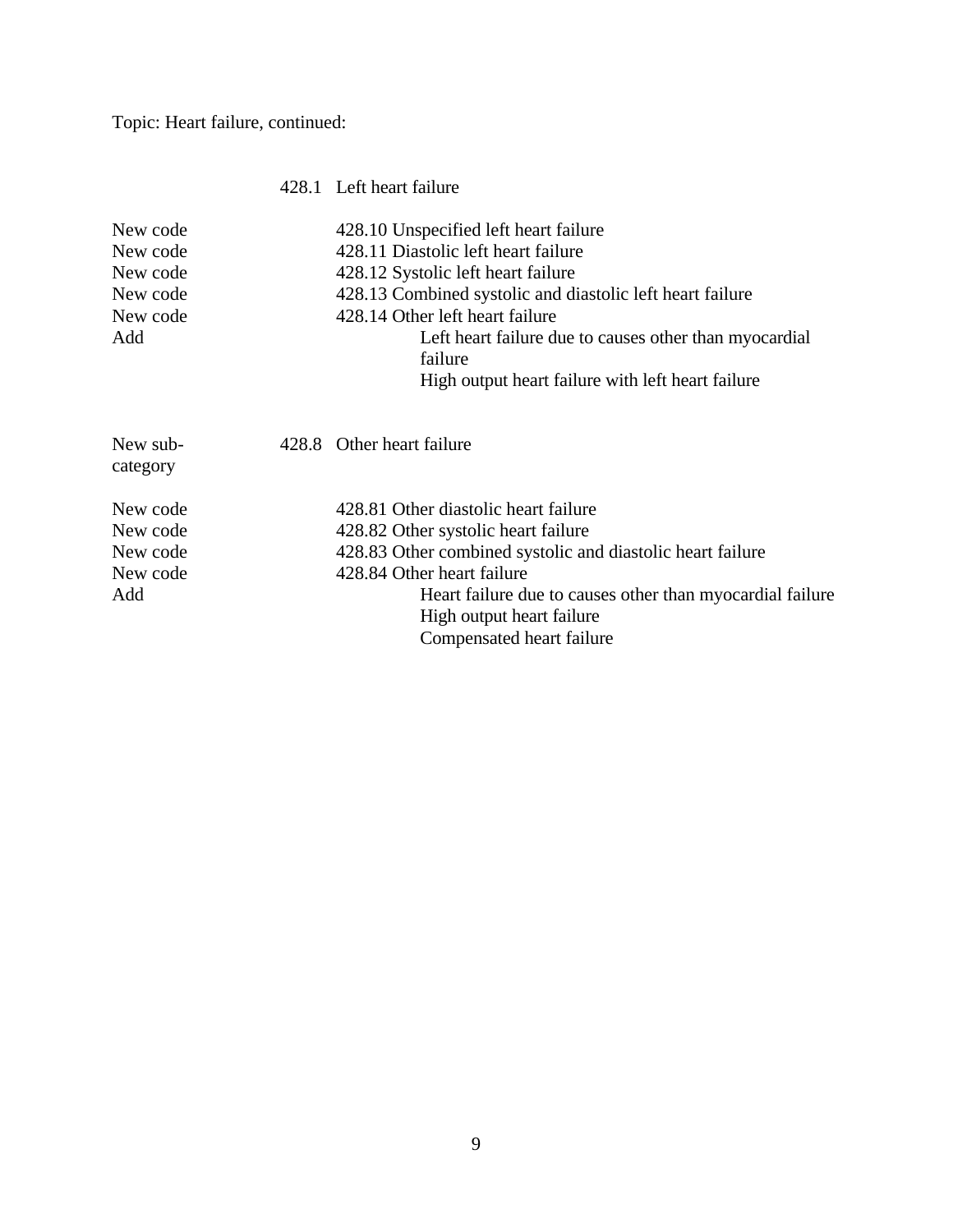Topic: Heart failure, continued:

| | |
|---|---|
| | 428.1 Left heart failure |
| New code | 428.10 Unspecified left heart failure |
| New code | 428.11 Diastolic left heart failure |
| New code | 428.12 Systolic left heart failure |
| New code | 428.13 Combined systolic and diastolic left heart failure |
| New code | 428.14 Other left heart failure |
| Add | Left heart failure due to causes other than myocardial failure |
| | High output heart failure with left heart failure |
| New sub-category | 428.8 Other heart failure |
| New code | 428.81 Other diastolic heart failure |
| New code | 428.82 Other systolic heart failure |
| New code | 428.83 Other combined systolic and diastolic heart failure |
| New code | 428.84 Other heart failure |
| Add | Heart failure due to causes other than myocardial failure |
| | High output heart failure |
| | Compensated heart failure |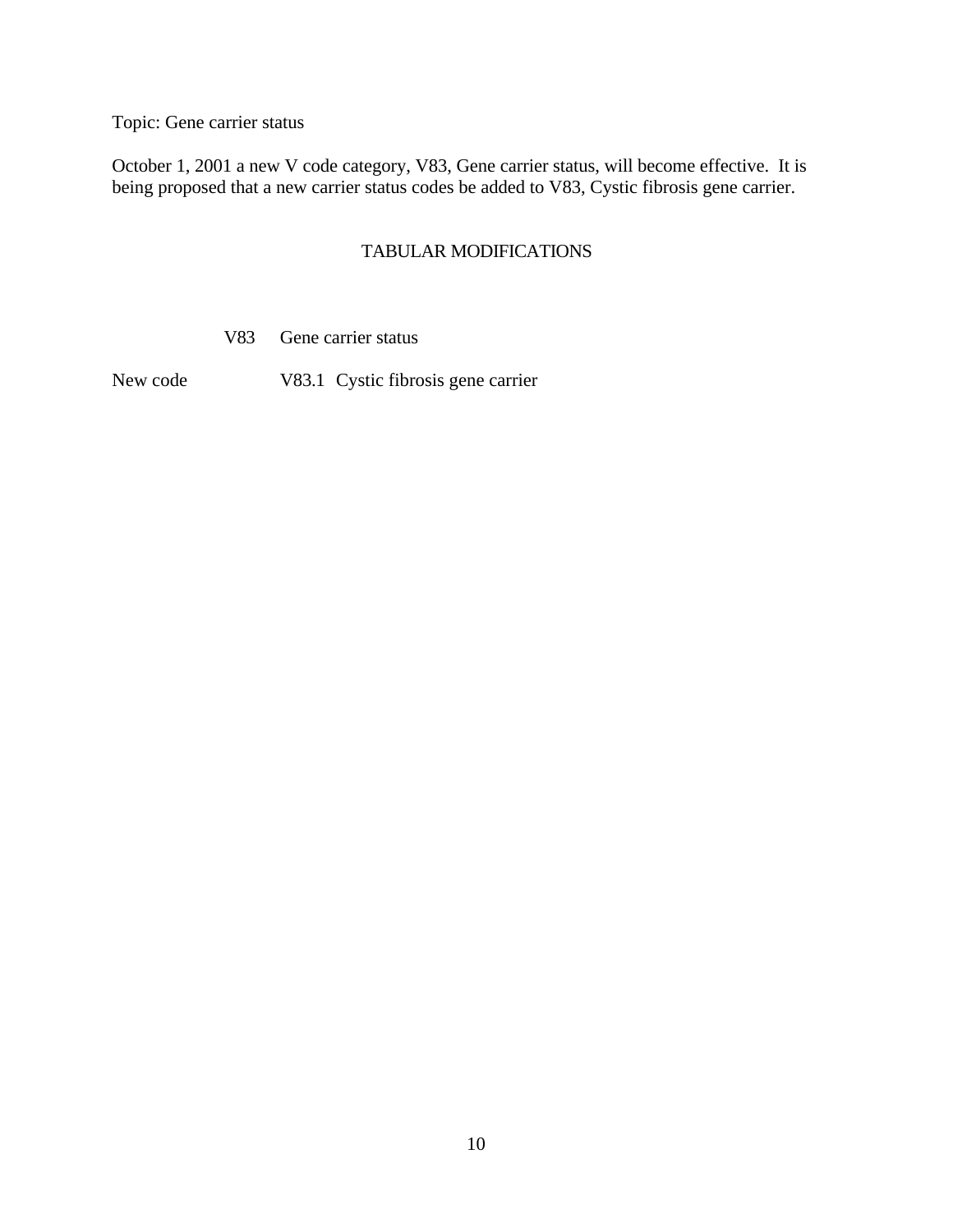Topic: Gene carrier status

October 1, 2001 a new V code category, V83, Gene carrier status, will become effective. It is being proposed that a new carrier status codes be added to V83, Cystic fibrosis gene carrier.

TABULAR MODIFICATIONS

| | | |
|---|---|---|
| | V83 | Gene carrier status |
| New code | V83.1 | Cystic fibrosis gene carrier |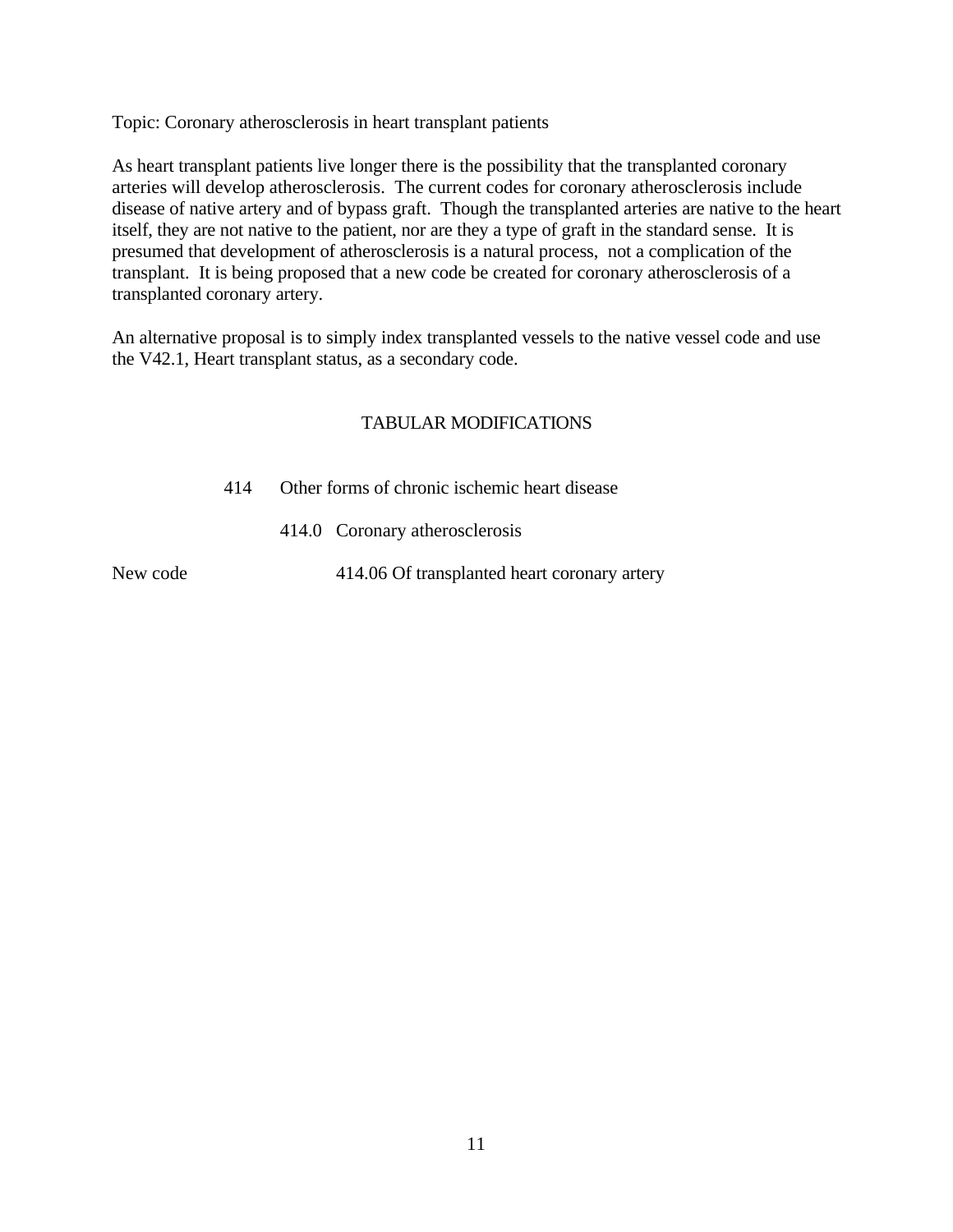Topic: Coronary atherosclerosis in heart transplant patients

As heart transplant patients live longer there is the possibility that the transplanted coronary arteries will develop atherosclerosis. The current codes for coronary atherosclerosis include disease of native artery and of bypass graft. Though the transplanted arteries are native to the heart itself, they are not native to the patient, nor are they a type of graft in the standard sense. It is presumed that development of atherosclerosis is a natural process, not a complication of the transplant. It is being proposed that a new code be created for coronary atherosclerosis of a transplanted coronary artery.

An alternative proposal is to simply index transplanted vessels to the native vessel code and use the V42.1, Heart transplant status, as a secondary code.

## TABULAR MODIFICATIONS

414 Other forms of chronic ischemic heart disease

414.0 Coronary atherosclerosis

New code 414.06 Of transplanted heart coronary artery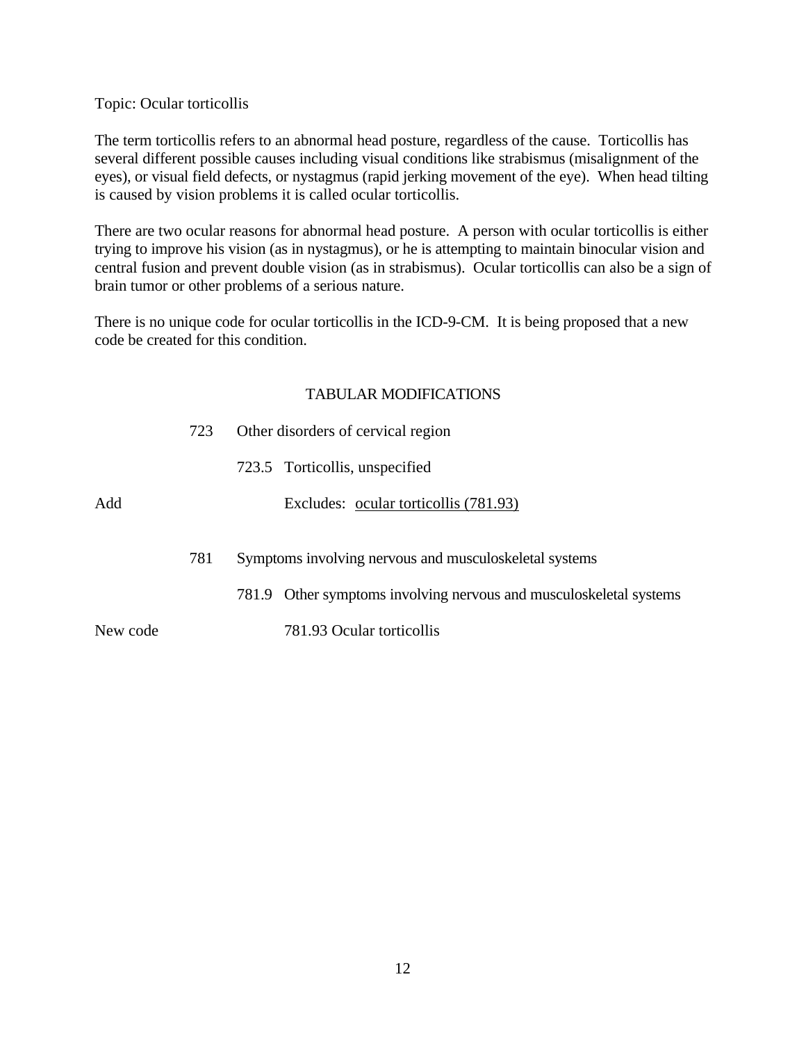Topic: Ocular torticollis

The term torticollis refers to an abnormal head posture, regardless of the cause. Torticollis has several different possible causes including visual conditions like strabismus (misalignment of the eyes), or visual field defects, or nystagmus (rapid jerking movement of the eye). When head tilting is caused by vision problems it is called ocular torticollis.

There are two ocular reasons for abnormal head posture. A person with ocular torticollis is either trying to improve his vision (as in nystagmus), or he is attempting to maintain binocular vision and central fusion and prevent double vision (as in strabismus). Ocular torticollis can also be a sign of brain tumor or other problems of a serious nature.

There is no unique code for ocular torticollis in the ICD-9-CM. It is being proposed that a new code be created for this condition.

TABULAR MODIFICATIONS

| | | |
|---|---|---|
| | 723 | Other disorders of cervical region |
| | | 723.5 Torticollis, unspecified |
| Add | | Excludes: <u>ocular torticollis (781.93)</u> |
| | 781 | Symptoms involving nervous and musculoskeletal systems |
| | | 781.9 Other symptoms involving nervous and musculoskeletal systems |
| New code | | 781.93 Ocular torticollis |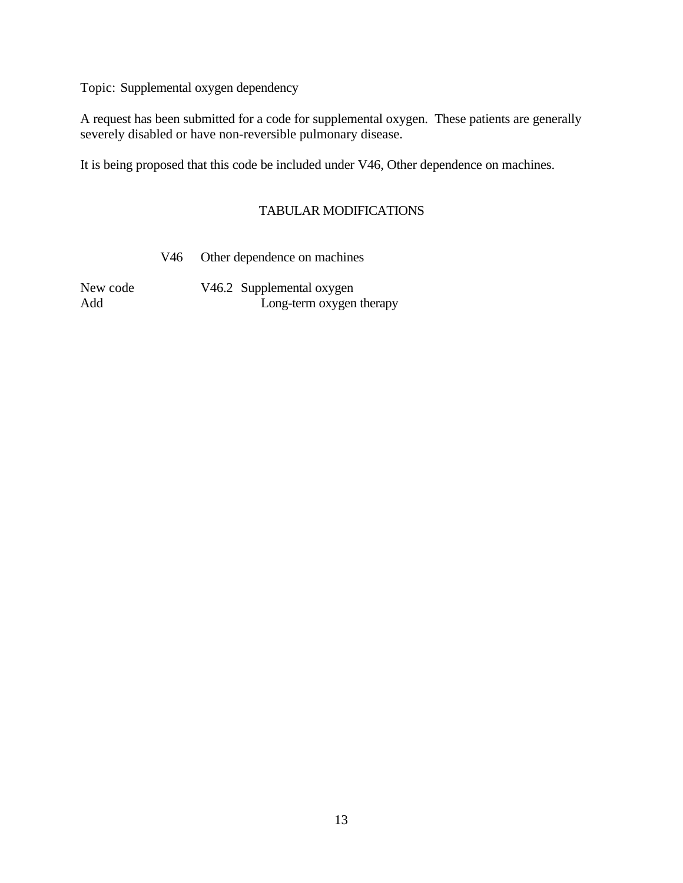Topic: Supplemental oxygen dependency

A request has been submitted for a code for supplemental oxygen. These patients are generally severely disabled or have non-reversible pulmonary disease.

It is being proposed that this code be included under V46, Other dependence on machines.

TABULAR MODIFICATIONS

| | | |
|---|---|---|
| | V46 | Other dependence on machines |
| New code | V46.2 | Supplemental oxygen |
| Add | | Long-term oxygen therapy |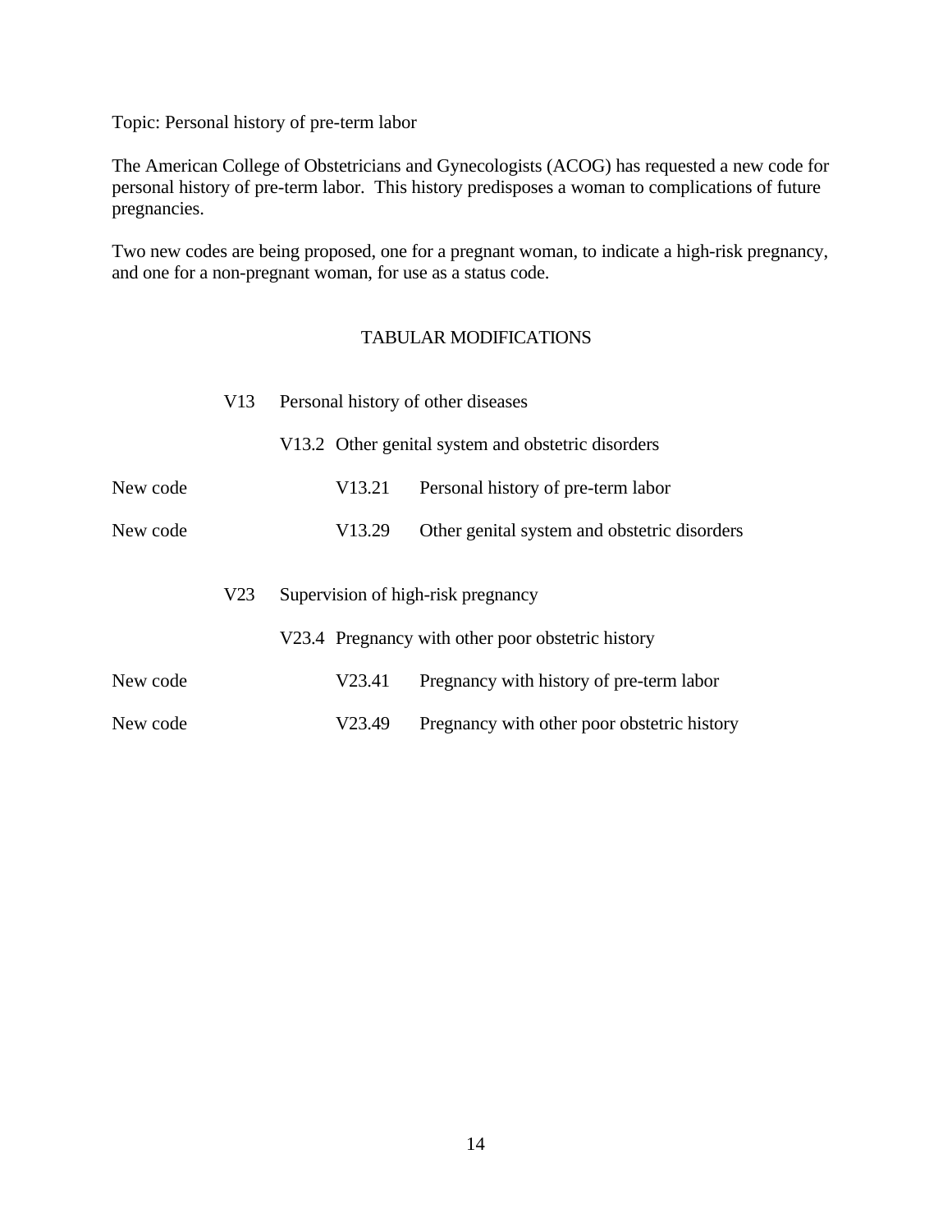Topic: Personal history of pre-term labor

The American College of Obstetricians and Gynecologists (ACOG) has requested a new code for personal history of pre-term labor. This history predisposes a woman to complications of future pregnancies.

Two new codes are being proposed, one for a pregnant woman, to indicate a high-risk pregnancy, and one for a non-pregnant woman, for use as a status code.

TABULAR MODIFICATIONS

| | | | |
|---|---|---|---|
| | V13 | Personal history of other diseases | |
| | | V13.2 Other genital system and obstetric disorders | |
| New code | | V13.21 | Personal history of pre-term labor |
| New code | | V13.29 | Other genital system and obstetric disorders |
| | V23 | Supervision of high-risk pregnancy | |
| | | V23.4 Pregnancy with other poor obstetric history | |
| New code | | V23.41 | Pregnancy with history of pre-term labor |
| New code | | V23.49 | Pregnancy with other poor obstetric history |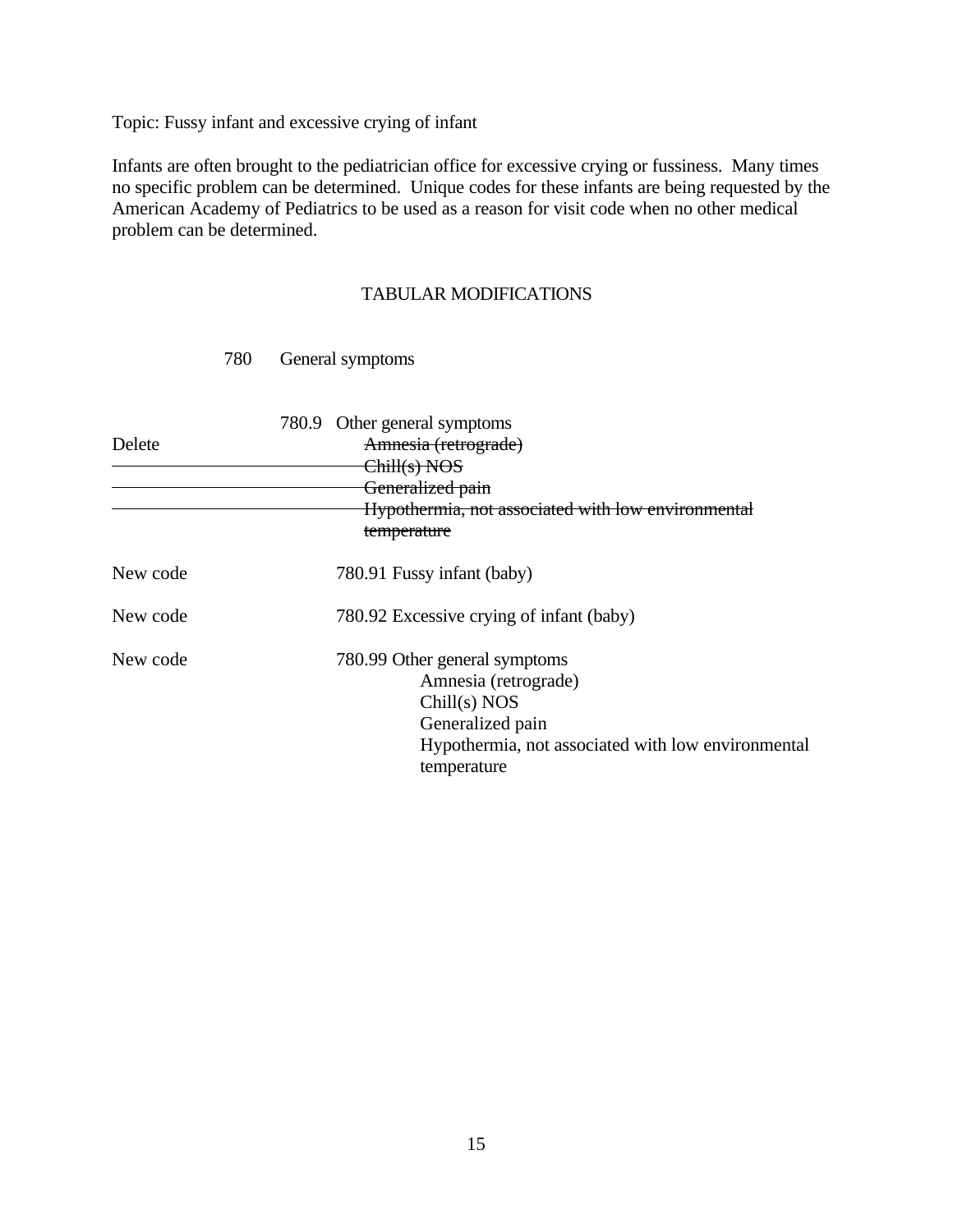Topic: Fussy infant and excessive crying of infant

Infants are often brought to the pediatrician office for excessive crying or fussiness. Many times no specific problem can be determined. Unique codes for these infants are being requested by the American Academy of Pediatrics to be used as a reason for visit code when no other medical problem can be determined.

## TABULAR MODIFICATIONS

780 General symptoms

780.9 Other general symptoms

Delete
~~Amnesia (retrograde)~~
~~Chill(s) NOS~~
~~Generalized pain~~
~~Hypothermia, not associated with low environmental temperature~~

New code 780.91 Fussy infant (baby)

New code 780.92 Excessive crying of infant (baby)

New code 780.99 Other general symptoms
- Amnesia (retrograde)
- Chill(s) NOS
- Generalized pain
- Hypothermia, not associated with low environmental temperature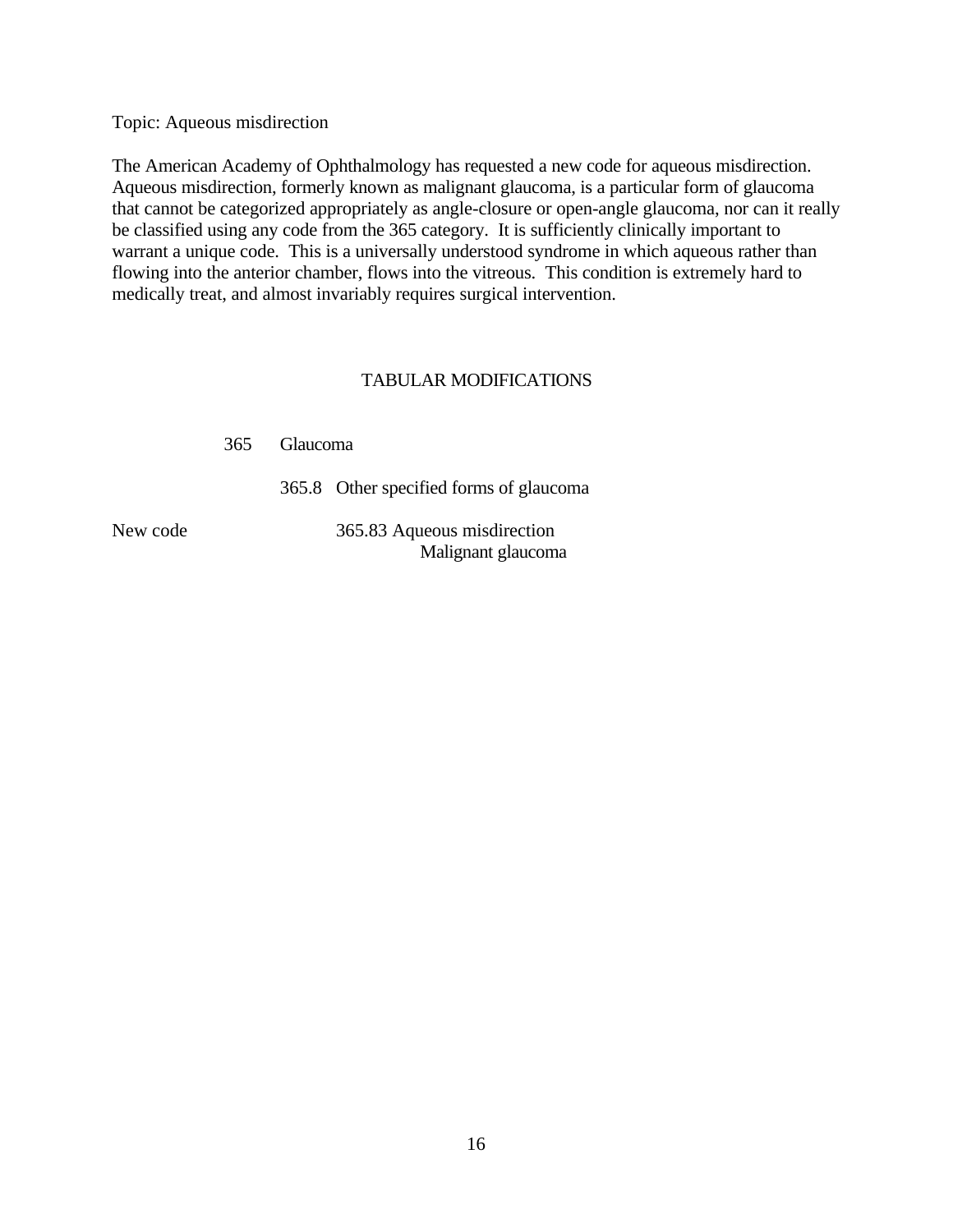Topic: Aqueous misdirection

The American Academy of Ophthalmology has requested a new code for aqueous misdirection. Aqueous misdirection, formerly known as malignant glaucoma, is a particular form of glaucoma that cannot be categorized appropriately as angle-closure or open-angle glaucoma, nor can it really be classified using any code from the 365 category. It is sufficiently clinically important to warrant a unique code. This is a universally understood syndrome in which aqueous rather than flowing into the anterior chamber, flows into the vitreous. This condition is extremely hard to medically treat, and almost invariably requires surgical intervention.

TABULAR MODIFICATIONS

365 Glaucoma

365.8 Other specified forms of glaucoma

New code 365.83 Aqueous misdirection
Malignant glaucoma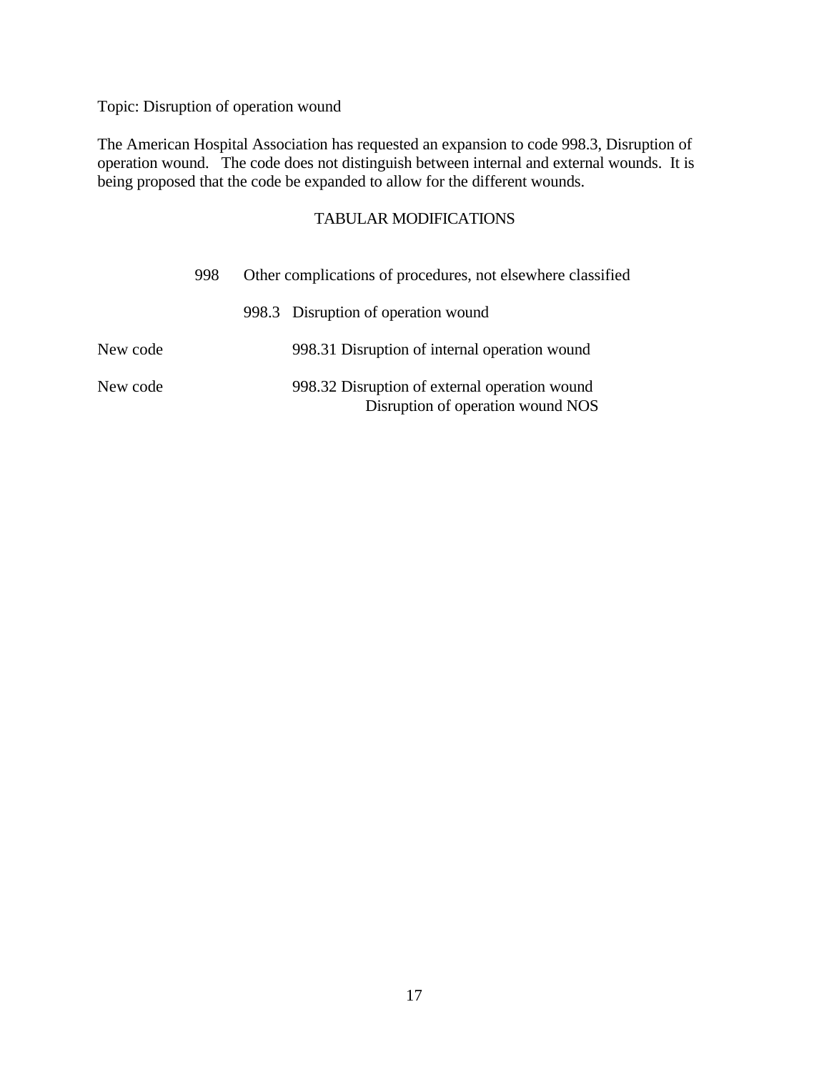Topic: Disruption of operation wound

The American Hospital Association has requested an expansion to code 998.3, Disruption of operation wound. The code does not distinguish between internal and external wounds. It is being proposed that the code be expanded to allow for the different wounds.

## TABULAR MODIFICATIONS

| | | | |
|---|---|---|---|
| | 998 | Other complications of procedures, not elsewhere classified | |
| | | 998.3 Disruption of operation wound | |
| New code | | | 998.31 Disruption of internal operation wound |
| New code | | | 998.32 Disruption of external operation wound<br>Disruption of operation wound NOS |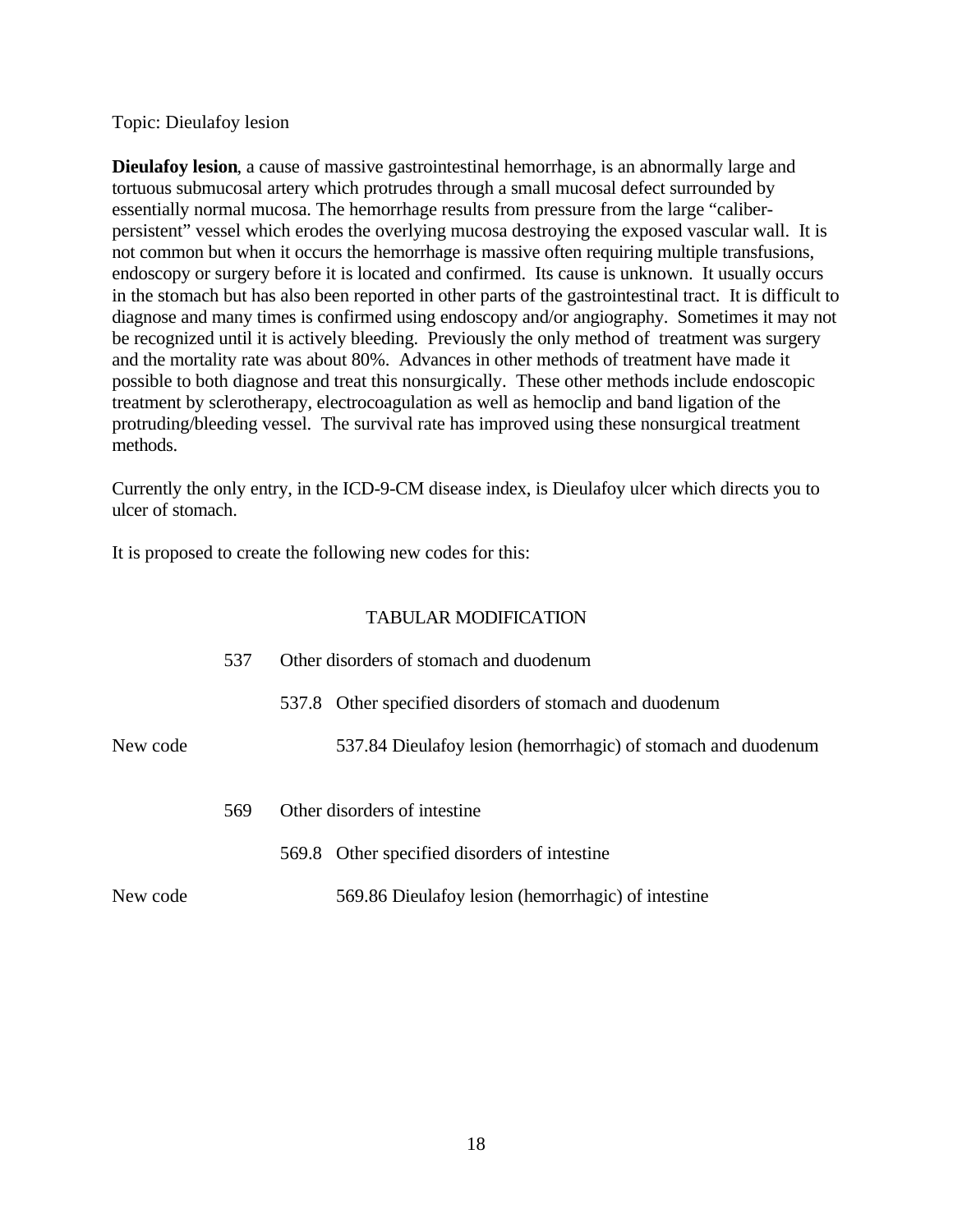Topic: Dieulafoy lesion

**Dieulafoy lesion**, a cause of massive gastrointestinal hemorrhage, is an abnormally large and tortuous submucosal artery which protrudes through a small mucosal defect surrounded by essentially normal mucosa. The hemorrhage results from pressure from the large "caliber-persistent" vessel which erodes the overlying mucosa destroying the exposed vascular wall. It is not common but when it occurs the hemorrhage is massive often requiring multiple transfusions, endoscopy or surgery before it is located and confirmed. Its cause is unknown. It usually occurs in the stomach but has also been reported in other parts of the gastrointestinal tract. It is difficult to diagnose and many times is confirmed using endoscopy and/or angiography. Sometimes it may not be recognized until it is actively bleeding. Previously the only method of treatment was surgery and the mortality rate was about 80%. Advances in other methods of treatment have made it possible to both diagnose and treat this nonsurgically. These other methods include endoscopic treatment by sclerotherapy, electrocoagulation as well as hemoclip and band ligation of the protruding/bleeding vessel. The survival rate has improved using these nonsurgical treatment methods.

Currently the only entry, in the ICD-9-CM disease index, is Dieulafoy ulcer which directs you to ulcer of stomach.

It is proposed to create the following new codes for this:

TABULAR MODIFICATION

| | | |
|---|---|---|
| | 537 | Other disorders of stomach and duodenum |
| | | 537.8 Other specified disorders of stomach and duodenum |
| New code | | 537.84 Dieulafoy lesion (hemorrhagic) of stomach and duodenum |
| | 569 | Other disorders of intestine |
| | | 569.8 Other specified disorders of intestine |
| New code | | 569.86 Dieulafoy lesion (hemorrhagic) of intestine |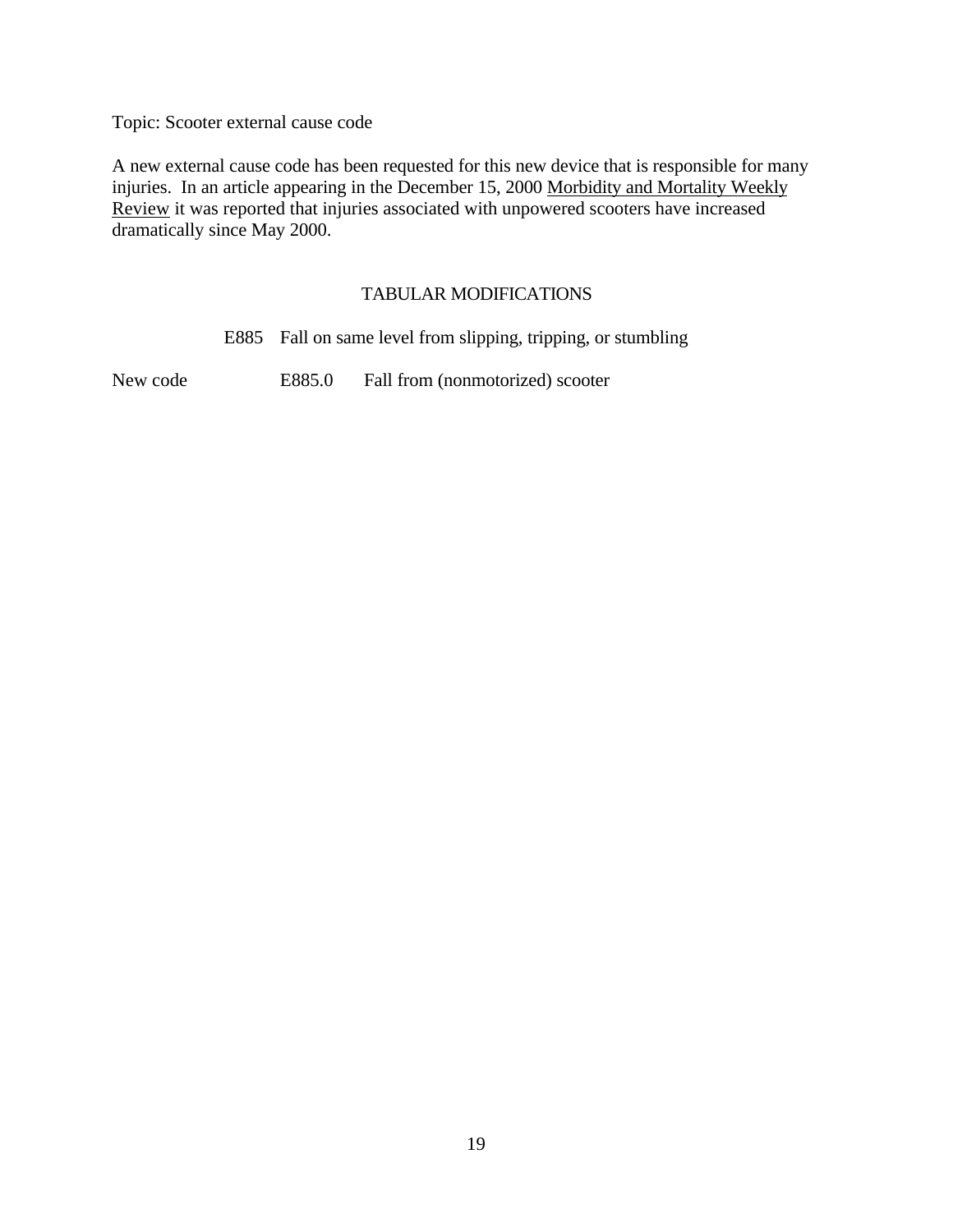Topic: Scooter external cause code

A new external cause code has been requested for this new device that is responsible for many injuries. In an article appearing in the December 15, 2000 Morbidity and Mortality Weekly Review it was reported that injuries associated with unpowered scooters have increased dramatically since May 2000.

TABULAR MODIFICATIONS

E885 Fall on same level from slipping, tripping, or stumbling

New code E885.0 Fall from (nonmotorized) scooter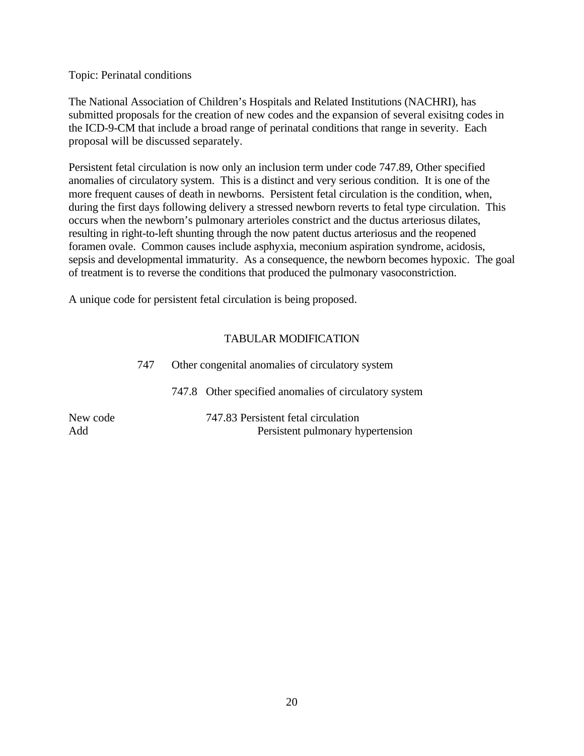Topic: Perinatal conditions

The National Association of Children's Hospitals and Related Institutions (NACHRI), has submitted proposals for the creation of new codes and the expansion of several exisitng codes in the ICD-9-CM that include a broad range of perinatal conditions that range in severity. Each proposal will be discussed separately.

Persistent fetal circulation is now only an inclusion term under code 747.89, Other specified anomalies of circulatory system. This is a distinct and very serious condition. It is one of the more frequent causes of death in newborns. Persistent fetal circulation is the condition, when, during the first days following delivery a stressed newborn reverts to fetal type circulation. This occurs when the newborn's pulmonary arterioles constrict and the ductus arteriosus dilates, resulting in right-to-left shunting through the now patent ductus arteriosus and the reopened foramen ovale. Common causes include asphyxia, meconium aspiration syndrome, acidosis, sepsis and developmental immaturity. As a consequence, the newborn becomes hypoxic. The goal of treatment is to reverse the conditions that produced the pulmonary vasoconstriction.

A unique code for persistent fetal circulation is being proposed.

TABULAR MODIFICATION

| | | |
|---|---|---|
| | 747 | Other congenital anomalies of circulatory system |
| | 747.8 | Other specified anomalies of circulatory system |
| New code | 747.83 | Persistent fetal circulation |
| Add | | Persistent pulmonary hypertension |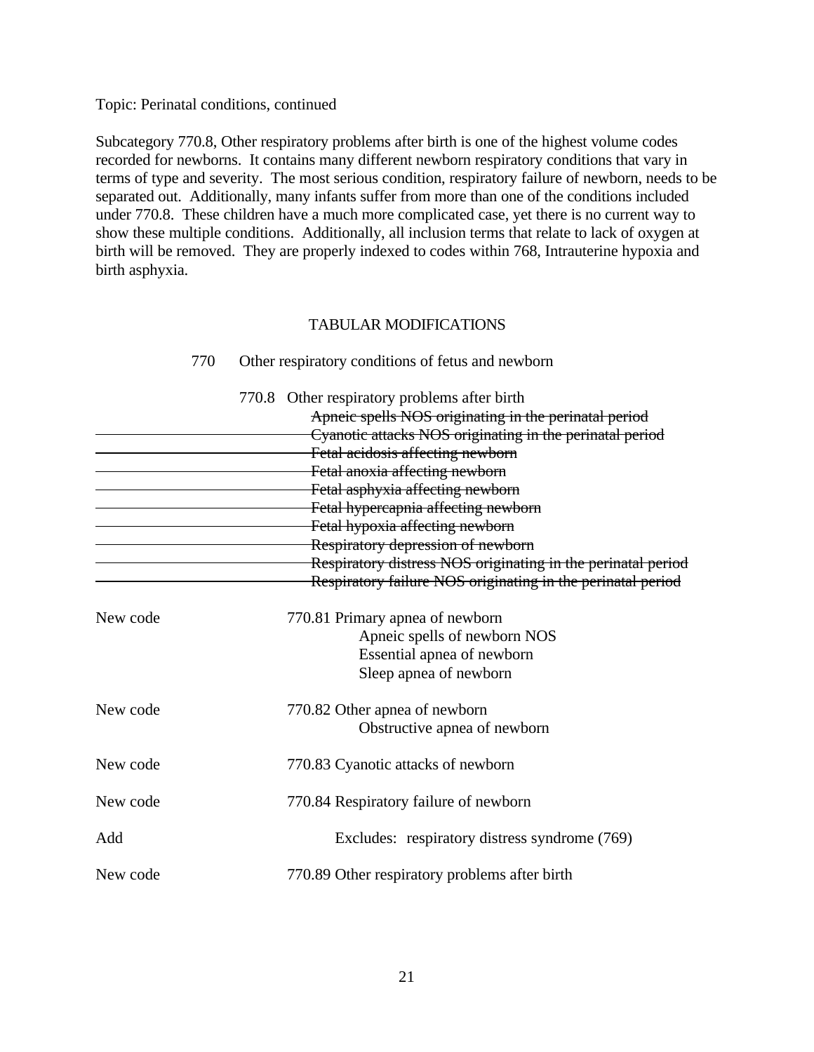Topic: Perinatal conditions, continued

Subcategory 770.8, Other respiratory problems after birth is one of the highest volume codes recorded for newborns. It contains many different newborn respiratory conditions that vary in terms of type and severity. The most serious condition, respiratory failure of newborn, needs to be separated out. Additionally, many infants suffer from more than one of the conditions included under 770.8. These children have a much more complicated case, yet there is no current way to show these multiple conditions. Additionally, all inclusion terms that relate to lack of oxygen at birth will be removed. They are properly indexed to codes within 768, Intrauterine hypoxia and birth asphyxia.

TABULAR MODIFICATIONS

770 Other respiratory conditions of fetus and newborn

770.8 Other respiratory problems after birth
~~Apneic spells NOS originating in the perinatal period~~
~~Cyanotic attacks NOS originating in the perinatal period~~
~~Fetal acidosis affecting newborn~~
~~Fetal anoxia affecting newborn~~
~~Fetal asphyxia affecting newborn~~
~~Fetal hypercapnia affecting newborn~~
~~Fetal hypoxia affecting newborn~~
~~Respiratory depression of newborn~~
~~Respiratory distress NOS originating in the perinatal period~~
~~Respiratory failure NOS originating in the perinatal period~~

New code 770.81 Primary apnea of newborn
Apneic spells of newborn NOS
Essential apnea of newborn
Sleep apnea of newborn

New code 770.82 Other apnea of newborn
Obstructive apnea of newborn

New code 770.83 Cyanotic attacks of newborn

New code 770.84 Respiratory failure of newborn

Add Excludes: respiratory distress syndrome (769)

New code 770.89 Other respiratory problems after birth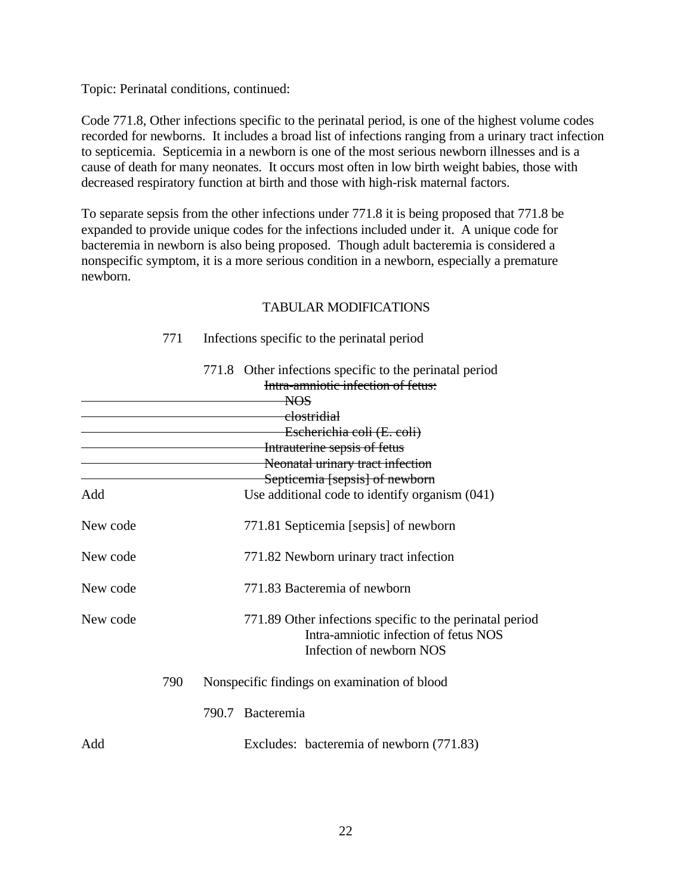Topic: Perinatal conditions, continued:

Code 771.8, Other infections specific to the perinatal period, is one of the highest volume codes recorded for newborns. It includes a broad list of infections ranging from a urinary tract infection to septicemia. Septicemia in a newborn is one of the most serious newborn illnesses and is a cause of death for many neonates. It occurs most often in low birth weight babies, those with decreased respiratory function at birth and those with high-risk maternal factors.

To separate sepsis from the other infections under 771.8 it is being proposed that 771.8 be expanded to provide unique codes for the infections included under it. A unique code for bacteremia in newborn is also being proposed. Though adult bacteremia is considered a nonspecific symptom, it is a more serious condition in a newborn, especially a premature newborn.

TABULAR MODIFICATIONS

771 Infections specific to the perinatal period

771.8 Other infections specific to the perinatal period
~~Intra-amniotic infection of fetus:~~
~~NOS~~
~~clostridial~~
~~Escherichia coli (E. coli)~~
~~Intrauterine sepsis of fetus~~
~~Neonatal urinary tract infection~~
~~Septicemia [sepsis] of newborn~~

Add Use additional code to identify organism (041)

New code 771.81 Septicemia [sepsis] of newborn

New code 771.82 Newborn urinary tract infection

New code 771.83 Bacteremia of newborn

New code 771.89 Other infections specific to the perinatal period
Intra-amniotic infection of fetus NOS
Infection of newborn NOS

790 Nonspecific findings on examination of blood

790.7 Bacteremia

Add Excludes: bacteremia of newborn (771.83)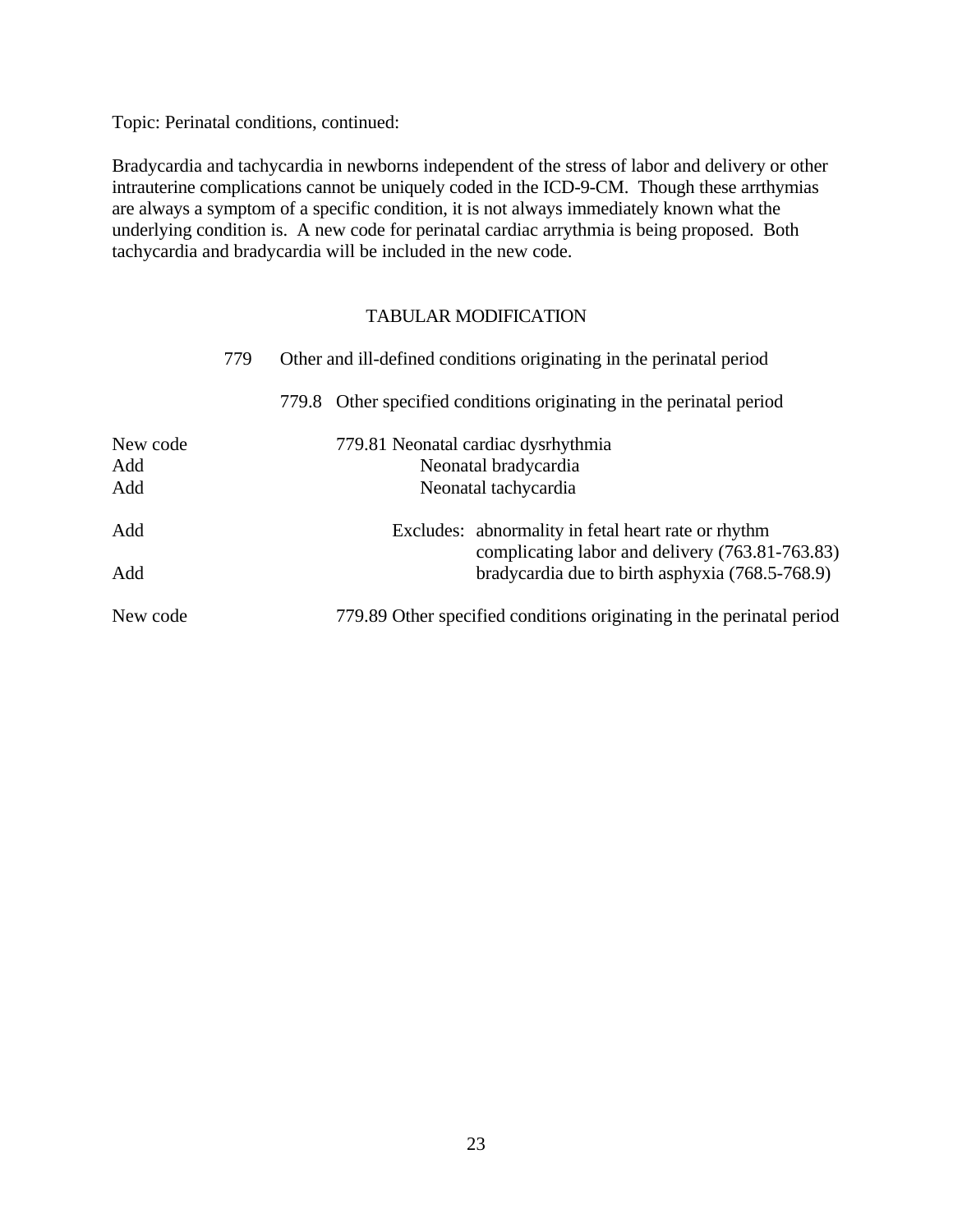Topic: Perinatal conditions, continued:

Bradycardia and tachycardia in newborns independent of the stress of labor and delivery or other intrauterine complications cannot be uniquely coded in the ICD-9-CM. Though these arrthymias are always a symptom of a specific condition, it is not always immediately known what the underlying condition is. A new code for perinatal cardiac arrythmia is being proposed. Both tachycardia and bradycardia will be included in the new code.

TABULAR MODIFICATION

| | |
|---|---|
| | 779 Other and ill-defined conditions originating in the perinatal period |
| | 779.8 Other specified conditions originating in the perinatal period |
| New code | 779.81 Neonatal cardiac dysrhythmia |
| Add | Neonatal bradycardia |
| Add | Neonatal tachycardia |
| Add | Excludes: abnormality in fetal heart rate or rhythm complicating labor and delivery (763.81-763.83) |
| Add | bradycardia due to birth asphyxia (768.5-768.9) |
| New code | 779.89 Other specified conditions originating in the perinatal period |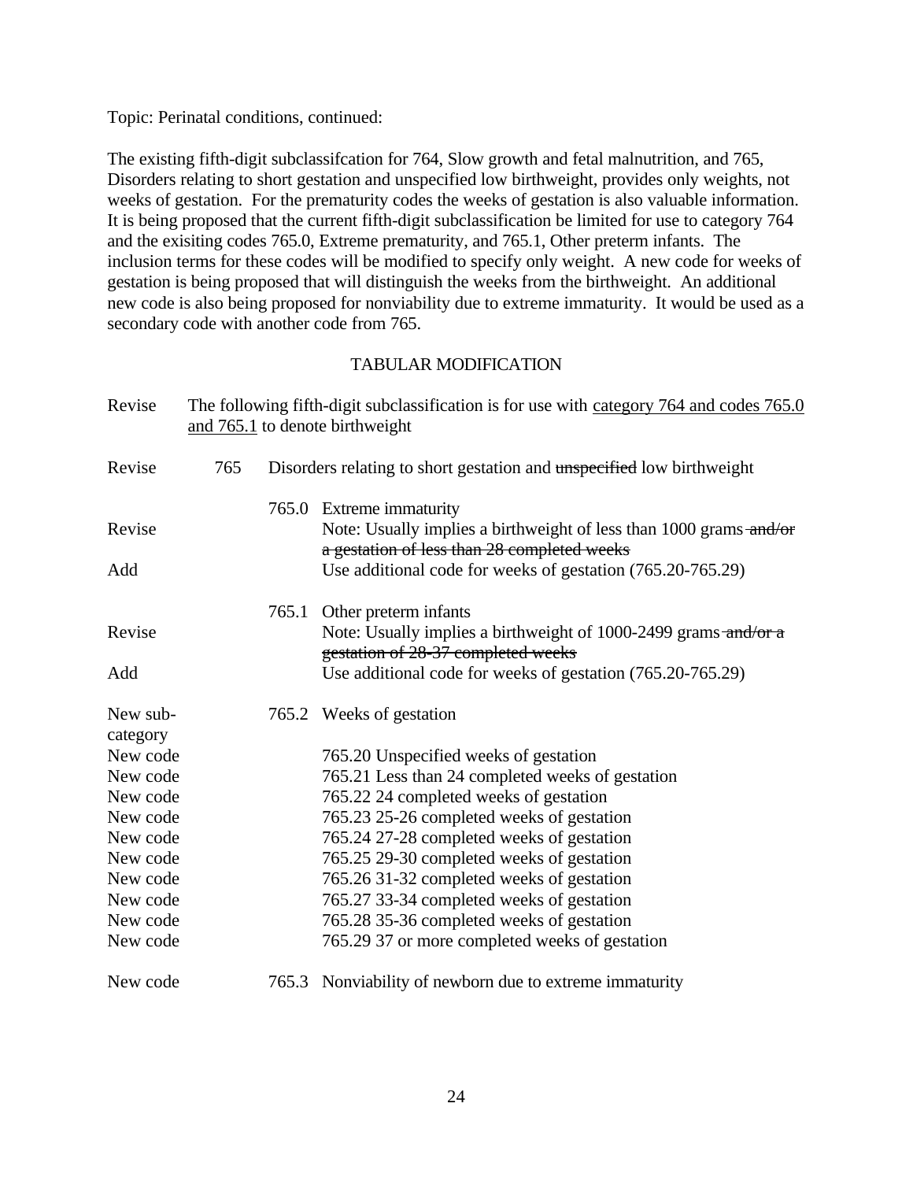Topic: Perinatal conditions, continued:

The existing fifth-digit subclassifcation for 764, Slow growth and fetal malnutrition, and 765, Disorders relating to short gestation and unspecified low birthweight, provides only weights, not weeks of gestation. For the prematurity codes the weeks of gestation is also valuable information. It is being proposed that the current fifth-digit subclassification be limited for use to category 764 and the exisiting codes 765.0, Extreme prematurity, and 765.1, Other preterm infants. The inclusion terms for these codes will be modified to specify only weight. A new code for weeks of gestation is being proposed that will distinguish the weeks from the birthweight. An additional new code is also being proposed for nonviability due to extreme immaturity. It would be used as a secondary code with another code from 765.

TABULAR MODIFICATION

| | | | |
|---|---|---|---|
| Revise | The following fifth-digit subclassification is for use with <u>category 764 and codes 765.0 and 765.1</u> to denote birthweight | | |
| Revise | 765 | | Disorders relating to short gestation and ~~unspecified~~ low birthweight |
| | | 765.0 | Extreme immaturity |
| Revise | | | Note: Usually implies a birthweight of less than 1000 grams ~~and/or a gestation of less than 28 completed weeks~~ |
| Add | | | Use additional code for weeks of gestation (765.20-765.29) |
| | | 765.1 | Other preterm infants |
| Revise | | | Note: Usually implies a birthweight of 1000-2499 grams ~~and/or a gestation of 28-37 completed weeks~~ |
| Add | | | Use additional code for weeks of gestation (765.20-765.29) |
| New sub-category | | 765.2 | Weeks of gestation |
| New code | | | 765.20 Unspecified weeks of gestation |
| New code | | | 765.21 Less than 24 completed weeks of gestation |
| New code | | | 765.22 24 completed weeks of gestation |
| New code | | | 765.23 25-26 completed weeks of gestation |
| New code | | | 765.24 27-28 completed weeks of gestation |
| New code | | | 765.25 29-30 completed weeks of gestation |
| New code | | | 765.26 31-32 completed weeks of gestation |
| New code | | | 765.27 33-34 completed weeks of gestation |
| New code | | | 765.28 35-36 completed weeks of gestation |
| New code | | | 765.29 37 or more completed weeks of gestation |
| New code | | 765.3 | Nonviability of newborn due to extreme immaturity |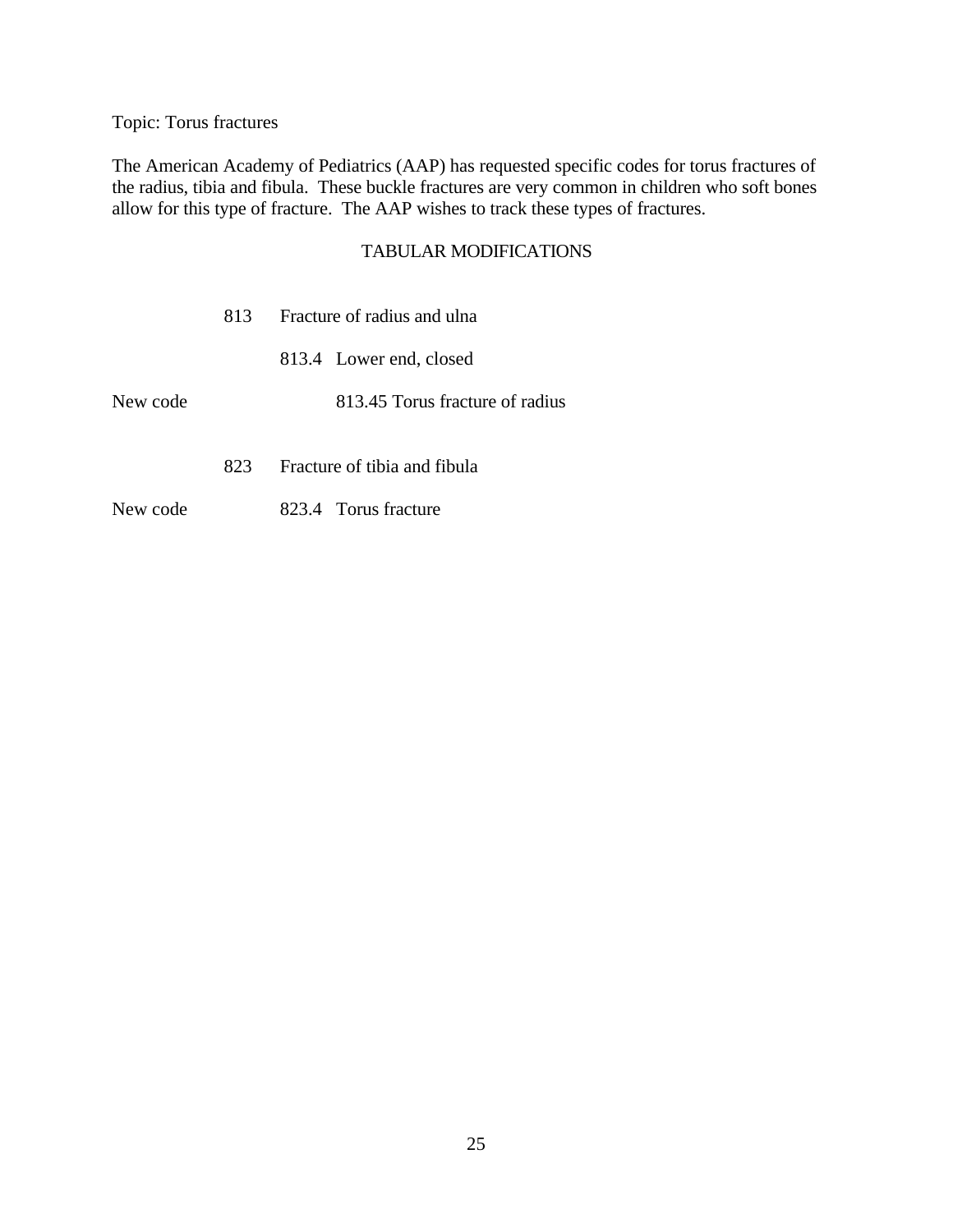Topic: Torus fractures

The American Academy of Pediatrics (AAP) has requested specific codes for torus fractures of the radius, tibia and fibula. These buckle fractures are very common in children who soft bones allow for this type of fracture. The AAP wishes to track these types of fractures.

TABULAR MODIFICATIONS

813 Fracture of radius and ulna

813.4 Lower end, closed

New code 813.45 Torus fracture of radius

823 Fracture of tibia and fibula

New code 823.4 Torus fracture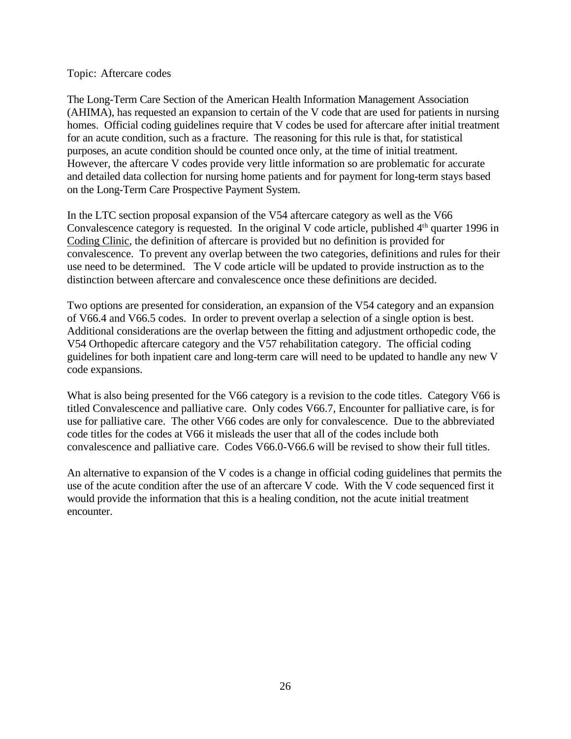Topic: Aftercare codes

The Long-Term Care Section of the American Health Information Management Association (AHIMA), has requested an expansion to certain of the V code that are used for patients in nursing homes. Official coding guidelines require that V codes be used for aftercare after initial treatment for an acute condition, such as a fracture. The reasoning for this rule is that, for statistical purposes, an acute condition should be counted once only, at the time of initial treatment. However, the aftercare V codes provide very little information so are problematic for accurate and detailed data collection for nursing home patients and for payment for long-term stays based on the Long-Term Care Prospective Payment System.

In the LTC section proposal expansion of the V54 aftercare category as well as the V66 Convalescence category is requested. In the original V code article, published 4th quarter 1996 in Coding Clinic, the definition of aftercare is provided but no definition is provided for convalescence. To prevent any overlap between the two categories, definitions and rules for their use need to be determined. The V code article will be updated to provide instruction as to the distinction between aftercare and convalescence once these definitions are decided.

Two options are presented for consideration, an expansion of the V54 category and an expansion of V66.4 and V66.5 codes. In order to prevent overlap a selection of a single option is best. Additional considerations are the overlap between the fitting and adjustment orthopedic code, the V54 Orthopedic aftercare category and the V57 rehabilitation category. The official coding guidelines for both inpatient care and long-term care will need to be updated to handle any new V code expansions.

What is also being presented for the V66 category is a revision to the code titles. Category V66 is titled Convalescence and palliative care. Only codes V66.7, Encounter for palliative care, is for use for palliative care. The other V66 codes are only for convalescence. Due to the abbreviated code titles for the codes at V66 it misleads the user that all of the codes include both convalescence and palliative care. Codes V66.0-V66.6 will be revised to show their full titles.

An alternative to expansion of the V codes is a change in official coding guidelines that permits the use of the acute condition after the use of an aftercare V code. With the V code sequenced first it would provide the information that this is a healing condition, not the acute initial treatment encounter.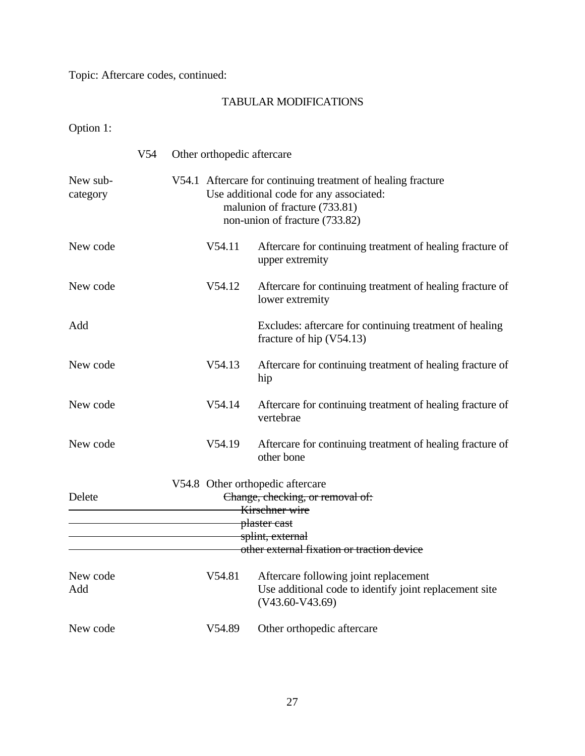Topic: Aftercare codes, continued:

TABULAR MODIFICATIONS

Option 1:

| | | |
|---|---|---|
| | V54 | Other orthopedic aftercare |
| New sub-category | V54.1 | Aftercare for continuing treatment of healing fracture<br>Use additional code for any associated:<br>malunion of fracture (733.81)<br>non-union of fracture (733.82) |
| New code | V54.11 | Aftercare for continuing treatment of healing fracture of upper extremity |
| New code | V54.12 | Aftercare for continuing treatment of healing fracture of lower extremity |
| Add | | Excludes: aftercare for continuing treatment of healing fracture of hip (V54.13) |
| New code | V54.13 | Aftercare for continuing treatment of healing fracture of hip |
| New code | V54.14 | Aftercare for continuing treatment of healing fracture of vertebrae |
| New code | V54.19 | Aftercare for continuing treatment of healing fracture of other bone |
| | V54.8 | Other orthopedic aftercare |
| Delete | | ~~Change, checking, or removal of:~~<br>~~Kirschner wire~~<br>~~plaster cast~~<br>~~splint, external~~<br>~~other external fixation or traction device~~ |
| New code<br>Add | V54.81 | Aftercare following joint replacement<br>Use additional code to identify joint replacement site (V43.60-V43.69) |
| New code | V54.89 | Other orthopedic aftercare |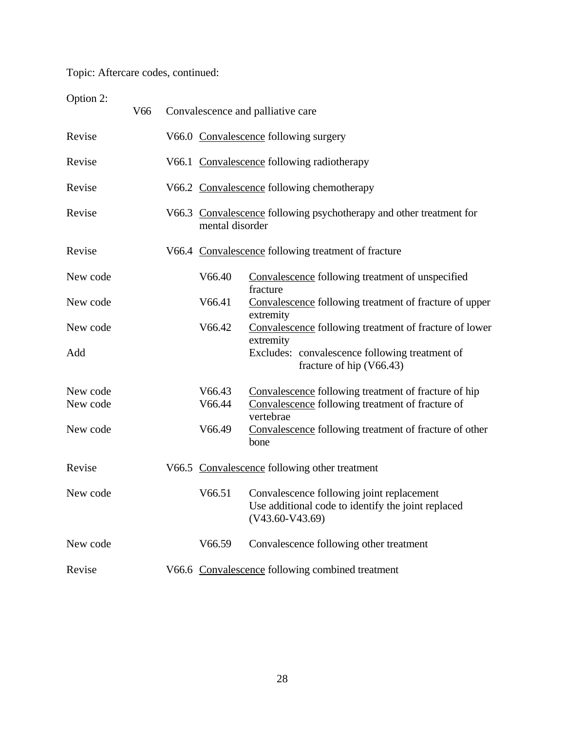Topic: Aftercare codes, continued:

Option 2:

| | | |
|---|---|---|
| | V66 | Convalescence and palliative care |
| Revise | V66.0 | Convalescence following surgery |
| Revise | V66.1 | Convalescence following radiotherapy |
| Revise | V66.2 | Convalescence following chemotherapy |
| Revise | V66.3 | Convalescence following psychotherapy and other treatment for mental disorder |
| Revise | V66.4 | Convalescence following treatment of fracture |
| New code | V66.40 | Convalescence following treatment of unspecified fracture |
| New code | V66.41 | Convalescence following treatment of fracture of upper extremity |
| New code | V66.42 | Convalescence following treatment of fracture of lower extremity |
| Add | | Excludes: convalescence following treatment of fracture of hip (V66.43) |
| New code | V66.43 | Convalescence following treatment of fracture of hip |
| New code | V66.44 | Convalescence following treatment of fracture of vertebrae |
| New code | V66.49 | Convalescence following treatment of fracture of other bone |
| Revise | V66.5 | Convalescence following other treatment |
| New code | V66.51 | Convalescence following joint replacement<br>Use additional code to identify the joint replaced (V43.60-V43.69) |
| New code | V66.59 | Convalescence following other treatment |
| Revise | V66.6 | Convalescence following combined treatment |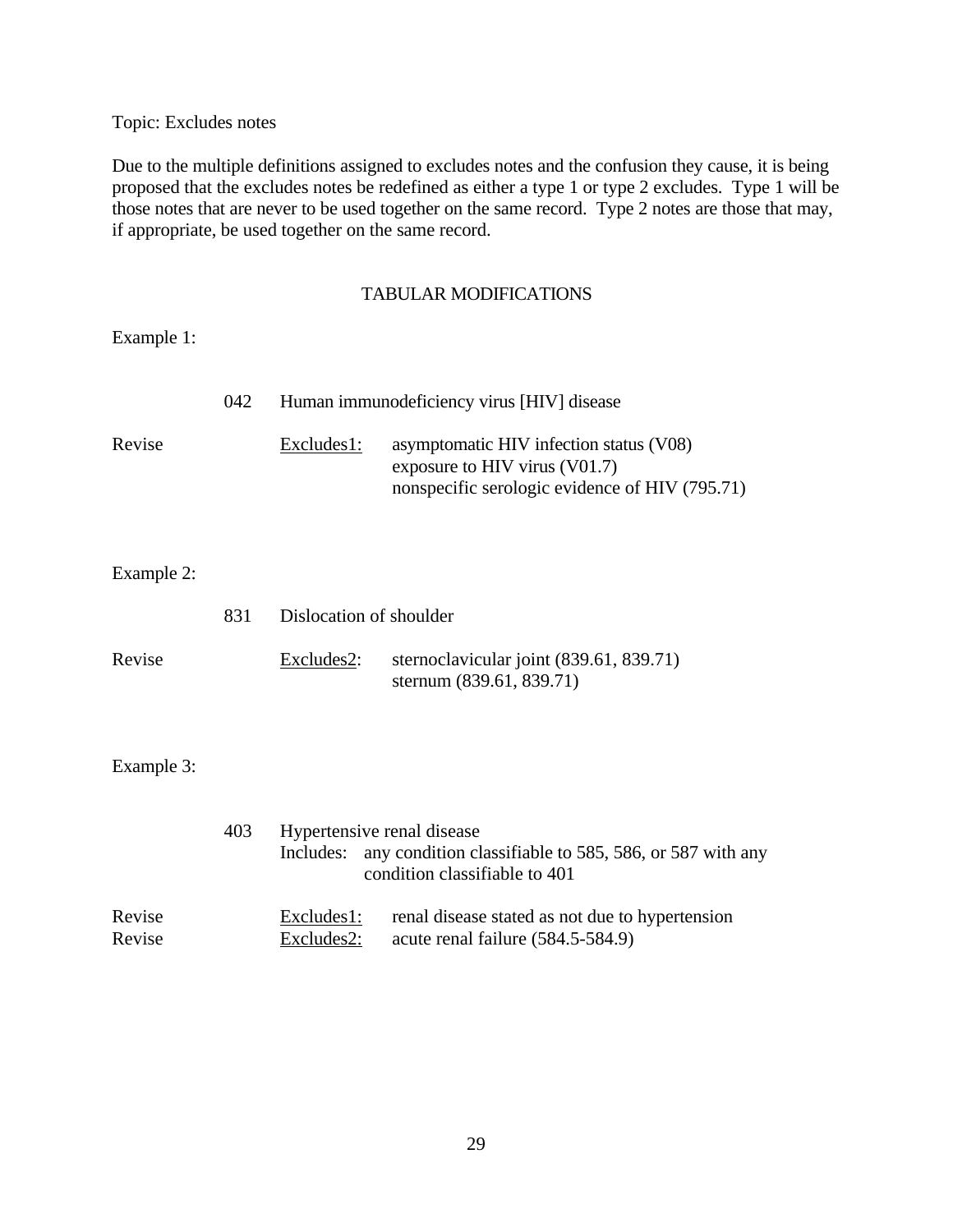Topic: Excludes notes

Due to the multiple definitions assigned to excludes notes and the confusion they cause, it is being proposed that the excludes notes be redefined as either a type 1 or type 2 excludes. Type 1 will be those notes that are never to be used together on the same record. Type 2 notes are those that may, if appropriate, be used together on the same record.

## TABULAR MODIFICATIONS

Example 1:

| | | | |
|---|---|---|---|
| | 042 | Human immunodeficiency virus [HIV] disease | |
| Revise | | <u>Excludes1:</u> | asymptomatic HIV infection status (V08)<br>exposure to HIV virus (V01.7)<br>nonspecific serologic evidence of HIV (795.71) |

Example 2:

| | | | |
|---|---|---|---|
| | 831 | Dislocation of shoulder | |
| Revise | | <u>Excludes2</u>: | sternoclavicular joint (839.61, 839.71)<br>sternum (839.61, 839.71) |

Example 3:

| | | | |
|---|---|---|---|
| | 403 | Hypertensive renal disease<br>Includes: any condition classifiable to 585, 586, or 587 with any condition classifiable to 401 | |
| Revise | | <u>Excludes1:</u> | renal disease stated as not due to hypertension |
| Revise | | <u>Excludes2:</u> | acute renal failure (584.5-584.9) |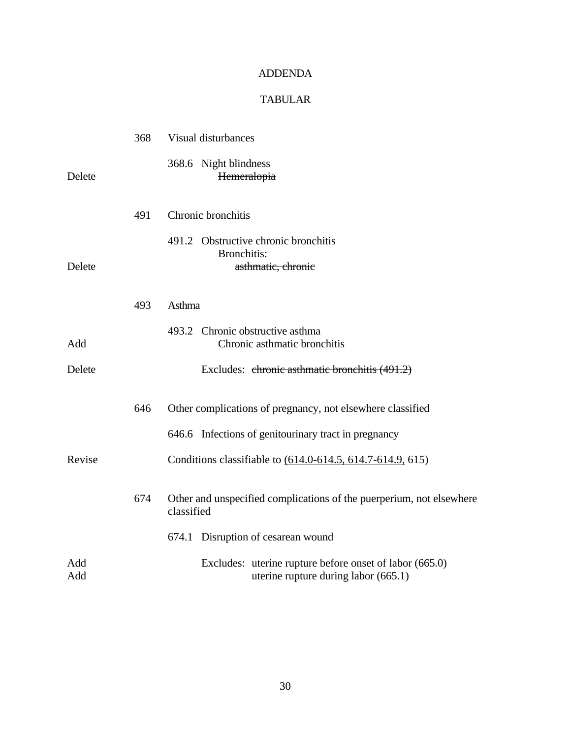# ADDENDA

## TABULAR

| | | |
|---|---|---|
| | 368 | Visual disturbances |
| | | 368.6 Night blindness |
| Delete | | ~~Hemeralopia~~ |
| | 491 | Chronic bronchitis |
| | | 491.2 Obstructive chronic bronchitis |
| | | Bronchitis: |
| Delete | | ~~asthmatic, chronic~~ |
| | 493 | Asthma |
| | | 493.2 Chronic obstructive asthma |
| Add | | Chronic asthmatic bronchitis |
| Delete | | Excludes: ~~chronic asthmatic bronchitis (491.2)~~ |
| | 646 | Other complications of pregnancy, not elsewhere classified |
| | | 646.6 Infections of genitourinary tract in pregnancy |
| Revise | | Conditions classifiable to <u>(614.0-614.5, 614.7-614.9,</u> 615) |
| | 674 | Other and unspecified complications of the puerperium, not elsewhere classified |
| | | 674.1 Disruption of cesarean wound |
| Add | | Excludes: uterine rupture before onset of labor (665.0) |
| Add | | uterine rupture during labor (665.1) |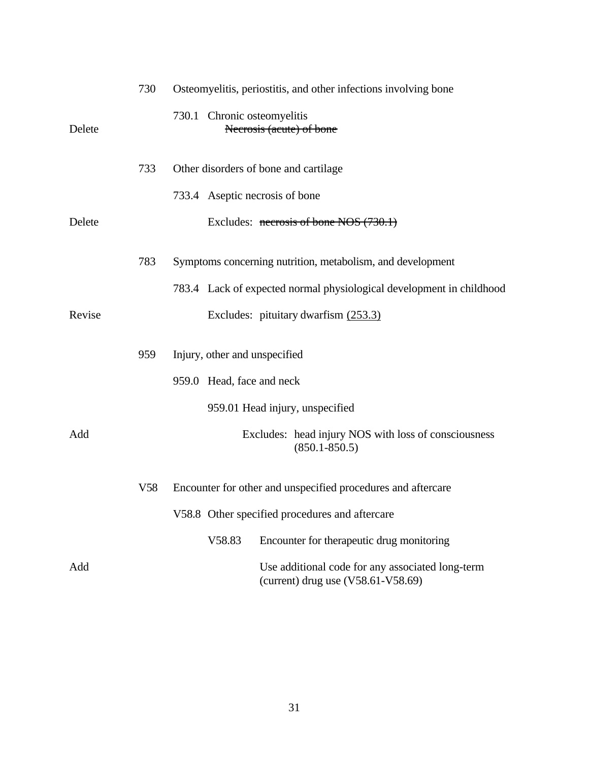| | | |
|---|---|---|
| | 730 | Osteomyelitis, periostitis, and other infections involving bone |
| | | 730.1 Chronic osteomyelitis |
| Delete | | ~~Necrosis (acute) of bone~~ |
| | 733 | Other disorders of bone and cartilage |
| | | 733.4 Aseptic necrosis of bone |
| Delete | | Excludes: ~~necrosis of bone NOS (730.1)~~ |
| | 783 | Symptoms concerning nutrition, metabolism, and development |
| | | 783.4 Lack of expected normal physiological development in childhood |
| Revise | | Excludes: pituitary dwarfism <u>(253.3)</u> |
| | 959 | Injury, other and unspecified |
| | | 959.0 Head, face and neck |
| | | 959.01 Head injury, unspecified |
| Add | | Excludes: head injury NOS with loss of consciousness (850.1-850.5) |
| | V58 | Encounter for other and unspecified procedures and aftercare |
| | | V58.8 Other specified procedures and aftercare |
| | | V58.83 Encounter for therapeutic drug monitoring |
| Add | | Use additional code for any associated long-term (current) drug use (V58.61-V58.69) |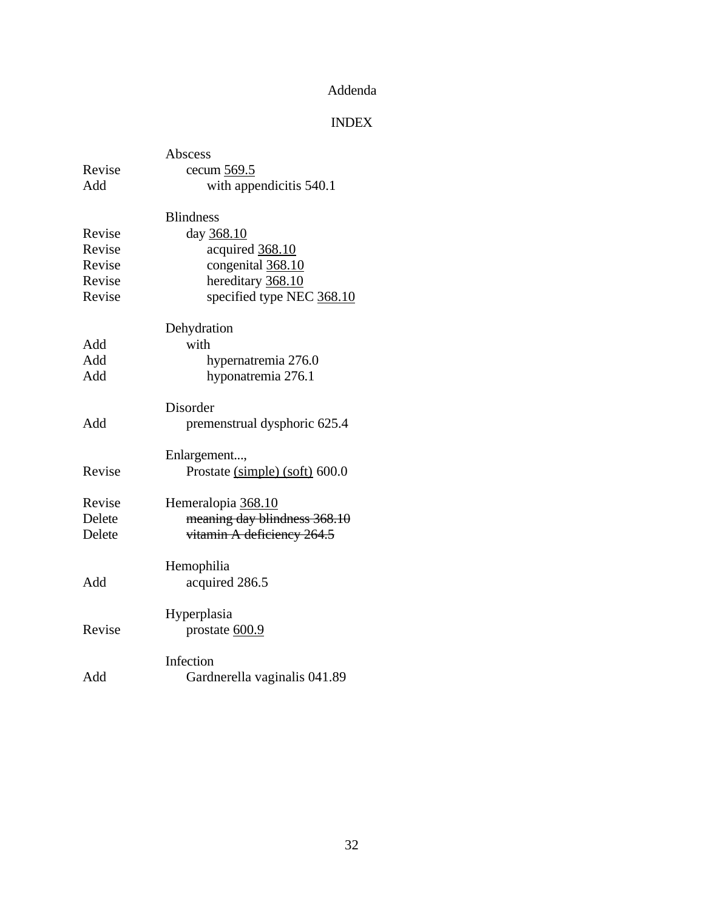Addenda

INDEX

| | |
|---|---|
| | Abscess |
| Revise | cecum <u>569.5</u> |
| Add | with appendicitis 540.1 |
| | |
| | Blindness |
| Revise | day <u>368.10</u> |
| Revise | acquired <u>368.10</u> |
| Revise | congenital <u>368.10</u> |
| Revise | hereditary <u>368.10</u> |
| Revise | specified type NEC <u>368.10</u> |
| | |
| | Dehydration |
| Add | with |
| Add | hypernatremia 276.0 |
| Add | hyponatremia 276.1 |
| | |
| | Disorder |
| Add | premenstrual dysphoric 625.4 |
| | |
| | Enlargement..., |
| Revise | Prostate <u>(simple) (soft)</u> 600.0 |
| | |
| Revise | Hemeralopia <u>368.10</u> |
| Delete | ~~meaning day blindness 368.10~~ |
| Delete | ~~vitamin A deficiency 264.5~~ |
| | |
| | Hemophilia |
| Add | acquired 286.5 |
| | |
| | Hyperplasia |
| Revise | prostate <u>600.9</u> |
| | |
| | Infection |
| Add | Gardnerella vaginalis 041.89 |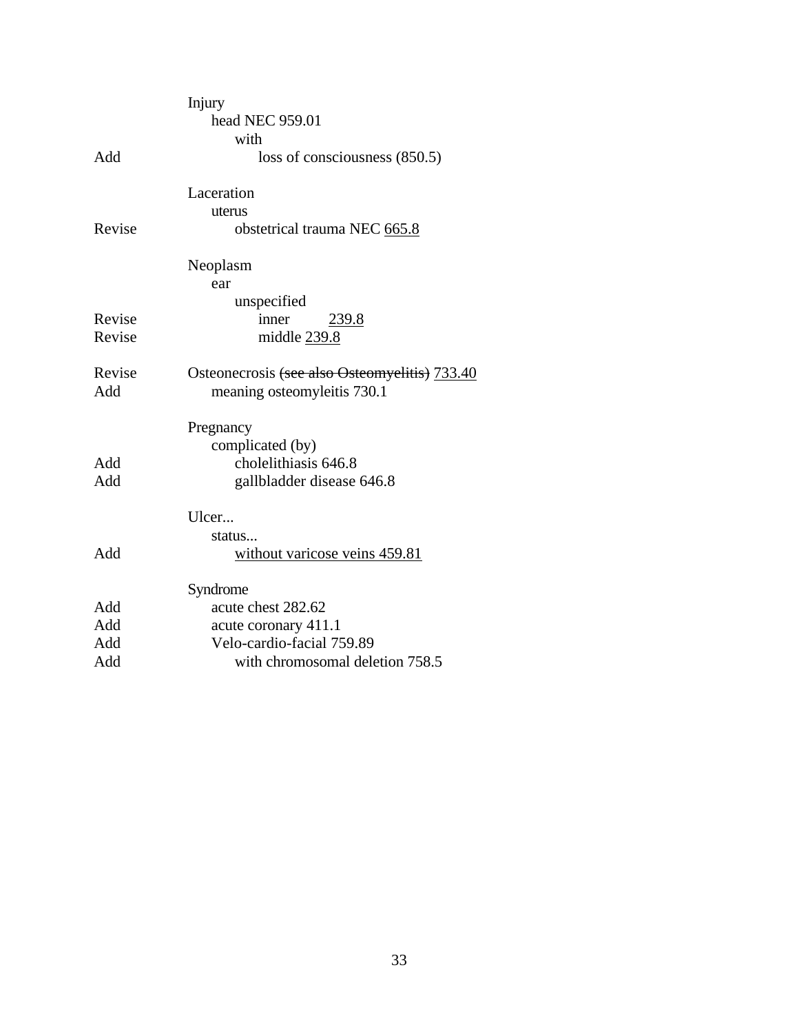| Action | Entry |
|---|---|
| | Injury |
| | &nbsp;&nbsp;&nbsp;&nbsp;head NEC 959.01 |
| | &nbsp;&nbsp;&nbsp;&nbsp;&nbsp;&nbsp;&nbsp;&nbsp;with |
| Add | &nbsp;&nbsp;&nbsp;&nbsp;&nbsp;&nbsp;&nbsp;&nbsp;&nbsp;&nbsp;&nbsp;&nbsp;loss of consciousness (850.5) |
| | |
| | Laceration |
| | &nbsp;&nbsp;&nbsp;&nbsp;uterus |
| Revise | &nbsp;&nbsp;&nbsp;&nbsp;&nbsp;&nbsp;&nbsp;&nbsp;obstetrical trauma NEC <u>665.8</u> |
| | |
| | Neoplasm |
| | &nbsp;&nbsp;&nbsp;&nbsp;ear |
| | &nbsp;&nbsp;&nbsp;&nbsp;&nbsp;&nbsp;&nbsp;&nbsp;unspecified |
| Revise | &nbsp;&nbsp;&nbsp;&nbsp;&nbsp;&nbsp;&nbsp;&nbsp;&nbsp;&nbsp;&nbsp;&nbsp;inner <u>239.8</u> |
| Revise | &nbsp;&nbsp;&nbsp;&nbsp;&nbsp;&nbsp;&nbsp;&nbsp;&nbsp;&nbsp;&nbsp;&nbsp;middle <u>239.8</u> |
| | |
| Revise | Osteonecrosis ~~(see also Osteomyelitis)~~ <u>733.40</u> |
| Add | &nbsp;&nbsp;&nbsp;&nbsp;meaning osteomyleitis 730.1 |
| | |
| | Pregnancy |
| | &nbsp;&nbsp;&nbsp;&nbsp;complicated (by) |
| Add | &nbsp;&nbsp;&nbsp;&nbsp;&nbsp;&nbsp;&nbsp;&nbsp;cholelithiasis 646.8 |
| Add | &nbsp;&nbsp;&nbsp;&nbsp;&nbsp;&nbsp;&nbsp;&nbsp;gallbladder disease 646.8 |
| | |
| | Ulcer... |
| | &nbsp;&nbsp;&nbsp;&nbsp;status... |
| Add | &nbsp;&nbsp;&nbsp;&nbsp;&nbsp;&nbsp;&nbsp;&nbsp;<u>without varicose veins 459.81</u> |
| | |
| | Syndrome |
| Add | &nbsp;&nbsp;&nbsp;&nbsp;acute chest 282.62 |
| Add | &nbsp;&nbsp;&nbsp;&nbsp;acute coronary 411.1 |
| Add | &nbsp;&nbsp;&nbsp;&nbsp;Velo-cardio-facial 759.89 |
| Add | &nbsp;&nbsp;&nbsp;&nbsp;&nbsp;&nbsp;&nbsp;&nbsp;with chromosomal deletion 758.5 |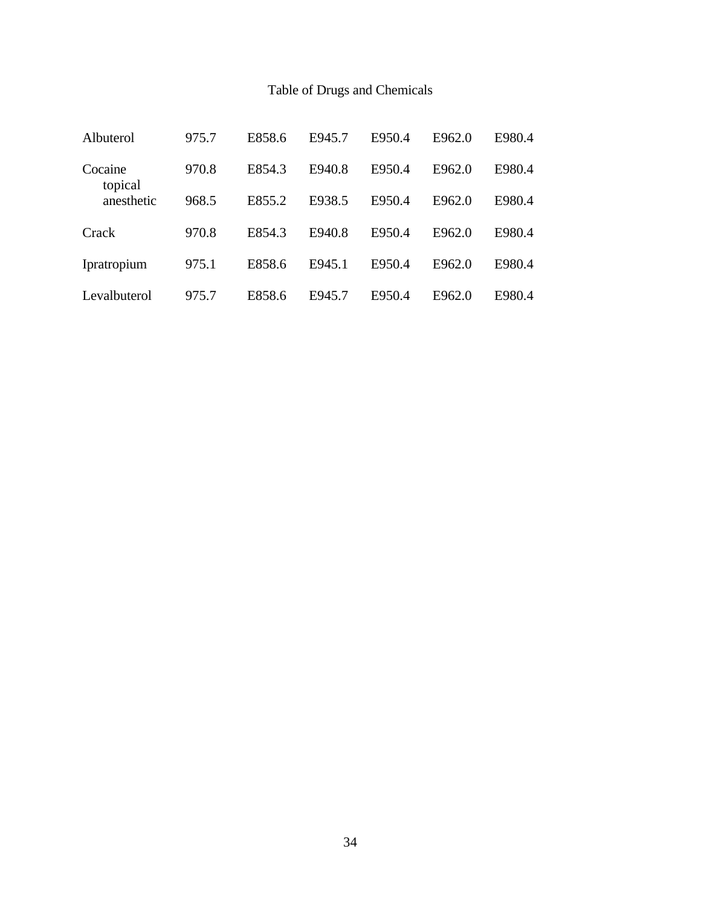Table of Drugs and Chemicals

| | | | | | | |
|---|---|---|---|---|---|---|
| Albuterol | 975.7 | E858.6 | E945.7 | E950.4 | E962.0 | E980.4 |
| Cocaine | 970.8 | E854.3 | E940.8 | E950.4 | E962.0 | E980.4 |
| topical anesthetic | 968.5 | E855.2 | E938.5 | E950.4 | E962.0 | E980.4 |
| Crack | 970.8 | E854.3 | E940.8 | E950.4 | E962.0 | E980.4 |
| Ipratropium | 975.1 | E858.6 | E945.1 | E950.4 | E962.0 | E980.4 |
| Levalbuterol | 975.7 | E858.6 | E945.7 | E950.4 | E962.0 | E980.4 |